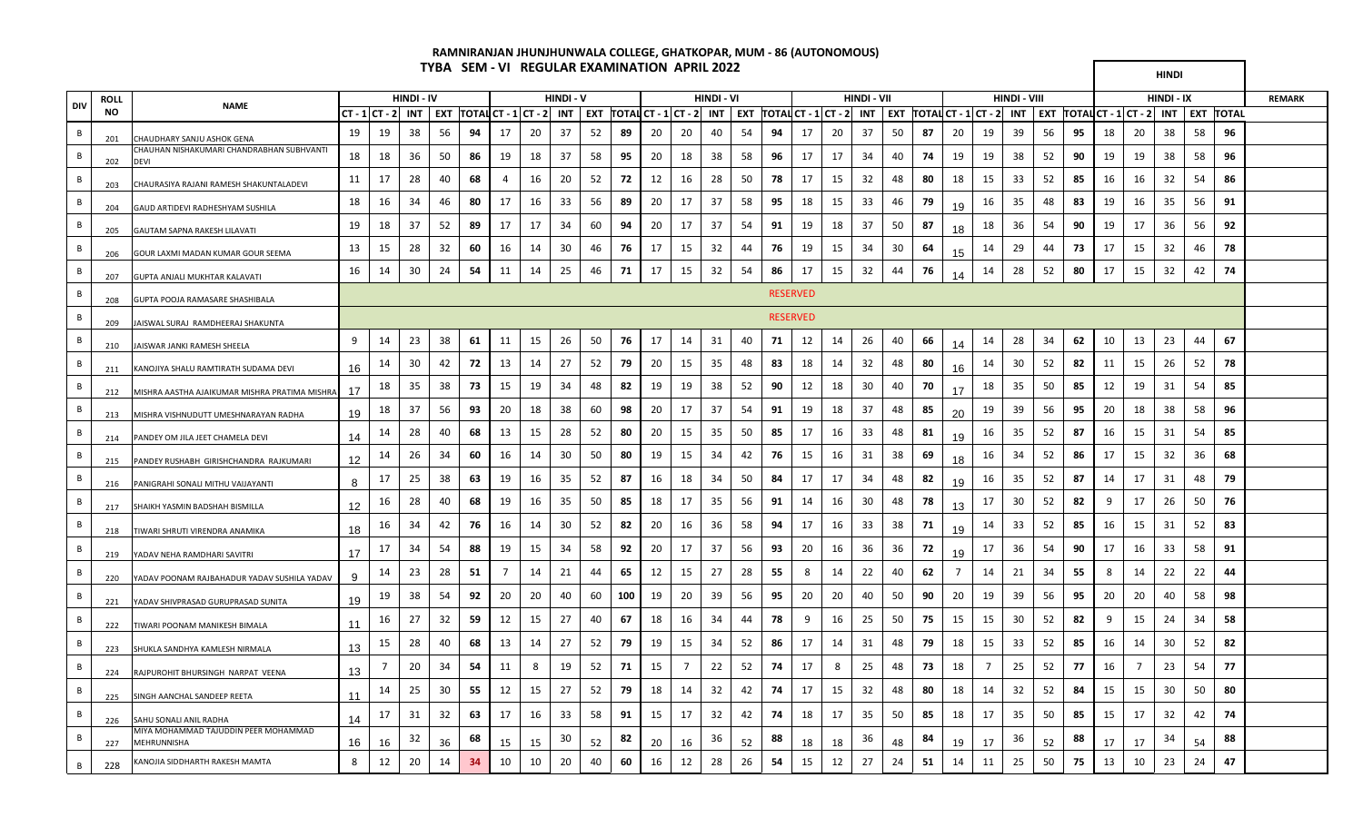# RAMNIRANJAN JHUNJHUNWALA COLLEGE, GHATKOPAR, MUM - 86 (AUTONOMOUS)

## TYBA SEM - VI REGULAR EXAMINATION APRIL 2022

**HINDI**

| DIV | ROLL NO | NAME | HINDI - IV | | | | | HINDI - V | | | | | HINDI - VI | | | | | HINDI - VII | | | | | HINDI - VIII | | | | | HINDI - IX | | | | | REMARK |
|---|---|---|---|---|---|---|---|---|---|---|---|---|---|---|---|---|---|---|---|---|---|---|---|---|---|---|---|---|---|---|---|---|---|
| | | | CT - 1 | CT - 2 | INT | EXT | TOTAL | CT - 1 | CT - 2 | INT | EXT | TOTAL | CT - 1 | CT - 2 | INT | EXT | TOTAL | CT - 1 | CT - 2 | INT | EXT | TOTAL | CT - 1 | CT - 2 | INT | EXT | TOTAL | CT - 1 | CT - 2 | INT | EXT | TOTAL | |
| B | 201 | CHAUDHARY SANJU ASHOK GENA | 19 | 19 | 38 | 56 | 94 | 17 | 20 | 37 | 52 | 89 | 20 | 20 | 40 | 54 | 94 | 17 | 20 | 37 | 50 | 87 | 20 | 19 | 39 | 56 | 95 | 18 | 20 | 38 | 58 | 96 | |
| B | 202 | CHAUHAN NISHAKUMARI CHANDRABHAN SUBHVANTI DEVI | 18 | 18 | 36 | 50 | 86 | 19 | 18 | 37 | 58 | 95 | 20 | 18 | 38 | 58 | 96 | 17 | 17 | 34 | 40 | 74 | 19 | 19 | 38 | 52 | 90 | 19 | 19 | 38 | 58 | 96 | |
| B | 203 | CHAURASIYA RAJANI RAMESH SHAKUNTALADEVI | 11 | 17 | 28 | 40 | 68 | 4 | 16 | 20 | 52 | 72 | 12 | 16 | 28 | 50 | 78 | 17 | 15 | 32 | 48 | 80 | 18 | 15 | 33 | 52 | 85 | 16 | 16 | 32 | 54 | 86 | |
| B | 204 | GAUD ARTIDEVI RADHESHYAM SUSHILA | 18 | 16 | 34 | 46 | 80 | 17 | 16 | 33 | 56 | 89 | 20 | 17 | 37 | 58 | 95 | 18 | 15 | 33 | 46 | 79 | 19 | 16 | 35 | 48 | 83 | 19 | 16 | 35 | 56 | 91 | |
| B | 205 | GAUTAM SAPNA RAKESH LILAVATI | 19 | 18 | 37 | 52 | 89 | 17 | 17 | 34 | 60 | 94 | 20 | 17 | 37 | 54 | 91 | 19 | 18 | 37 | 50 | 87 | 18 | 18 | 36 | 54 | 90 | 19 | 17 | 36 | 56 | 92 | |
| B | 206 | GOUR LAXMI MADAN KUMAR GOUR SEEMA | 13 | 15 | 28 | 32 | 60 | 16 | 14 | 30 | 46 | 76 | 17 | 15 | 32 | 44 | 76 | 19 | 15 | 34 | 30 | 64 | 15 | 14 | 29 | 44 | 73 | 17 | 15 | 32 | 46 | 78 | |
| B | 207 | GUPTA ANJALI MUKHTAR KALAVATI | 16 | 14 | 30 | 24 | 54 | 11 | 14 | 25 | 46 | 71 | 17 | 15 | 32 | 54 | 86 | 17 | 15 | 32 | 44 | 76 | 14 | 14 | 28 | 52 | 80 | 17 | 15 | 32 | 42 | 74 | |
| B | 208 | GUPTA POOJA RAMASARE SHASHIBALA | RESERVED | | | | | | | | | | | | | | | | | | | | | | | | | | | | | | |
| B | 209 | JAISWAL SURAJ RAMDHEERAJ SHAKUNTA | RESERVED | | | | | | | | | | | | | | | | | | | | | | | | | | | | | | |
| B | 210 | JAISWAR JANKI RAMESH SHEELA | 9 | 14 | 23 | 38 | 61 | 11 | 15 | 26 | 50 | 76 | 17 | 14 | 31 | 40 | 71 | 12 | 14 | 26 | 40 | 66 | 14 | 14 | 28 | 34 | 62 | 10 | 13 | 23 | 44 | 67 | |
| B | 211 | KANOJIYA SHALU RAMTIRATH SUDAMA DEVI | 16 | 14 | 30 | 42 | 72 | 13 | 14 | 27 | 52 | 79 | 20 | 15 | 35 | 48 | 83 | 18 | 14 | 32 | 48 | 80 | 16 | 14 | 30 | 52 | 82 | 11 | 15 | 26 | 52 | 78 | |
| B | 212 | MISHRA AASTHA AJAIKUMAR MISHRA PRATIMA MISHRA | 17 | 18 | 35 | 38 | 73 | 15 | 19 | 34 | 48 | 82 | 19 | 19 | 38 | 52 | 90 | 12 | 18 | 30 | 40 | 70 | 17 | 18 | 35 | 50 | 85 | 12 | 19 | 31 | 54 | 85 | |
| B | 213 | MISHRA VISHNUDUTT UMESHNARAYAN RADHA | 19 | 18 | 37 | 56 | 93 | 20 | 18 | 38 | 60 | 98 | 20 | 17 | 37 | 54 | 91 | 19 | 18 | 37 | 48 | 85 | 20 | 19 | 39 | 56 | 95 | 20 | 18 | 38 | 58 | 96 | |
| B | 214 | PANDEY OM JILA JEET CHAMELA DEVI | 14 | 14 | 28 | 40 | 68 | 13 | 15 | 28 | 52 | 80 | 20 | 15 | 35 | 50 | 85 | 17 | 16 | 33 | 48 | 81 | 19 | 16 | 35 | 52 | 87 | 16 | 15 | 31 | 54 | 85 | |
| B | 215 | PANDEY RUSHABH GIRISHCHANDRA RAJKUMARI | 12 | 14 | 26 | 34 | 60 | 16 | 14 | 30 | 50 | 80 | 19 | 15 | 34 | 42 | 76 | 15 | 16 | 31 | 38 | 69 | 18 | 16 | 34 | 52 | 86 | 17 | 15 | 32 | 36 | 68 | |
| B | 216 | PANIGRAHI SONALI MITHU VAIJAYANTI | 8 | 17 | 25 | 38 | 63 | 19 | 16 | 35 | 52 | 87 | 16 | 18 | 34 | 50 | 84 | 17 | 17 | 34 | 48 | 82 | 19 | 16 | 35 | 52 | 87 | 14 | 17 | 31 | 48 | 79 | |
| B | 217 | SHAIKH YASMIN BADSHAH BISMILLA | 12 | 16 | 28 | 40 | 68 | 19 | 16 | 35 | 50 | 85 | 18 | 17 | 35 | 56 | 91 | 14 | 16 | 30 | 48 | 78 | 13 | 17 | 30 | 52 | 82 | 9 | 17 | 26 | 50 | 76 | |
| B | 218 | TIWARI SHRUTI VIRENDRA ANAMIKA | 18 | 16 | 34 | 42 | 76 | 16 | 14 | 30 | 52 | 82 | 20 | 16 | 36 | 58 | 94 | 17 | 16 | 33 | 38 | 71 | 19 | 14 | 33 | 52 | 85 | 16 | 15 | 31 | 52 | 83 | |
| B | 219 | YADAV NEHA RAMDHARI SAVITRI | 17 | 17 | 34 | 54 | 88 | 19 | 15 | 34 | 58 | 92 | 20 | 17 | 37 | 56 | 93 | 20 | 16 | 36 | 36 | 72 | 19 | 17 | 36 | 54 | 90 | 17 | 16 | 33 | 58 | 91 | |
| B | 220 | YADAV POONAM RAJBAHADUR YADAV SUSHILA YADAV | 9 | 14 | 23 | 28 | 51 | 7 | 14 | 21 | 44 | 65 | 12 | 15 | 27 | 28 | 55 | 8 | 14 | 22 | 40 | 62 | 7 | 14 | 21 | 34 | 55 | 8 | 14 | 22 | 22 | 44 | |
| B | 221 | YADAV SHIVPRASAD GURUPRASAD SUNITA | 19 | 19 | 38 | 54 | 92 | 20 | 20 | 40 | 60 | 100 | 19 | 20 | 39 | 56 | 95 | 20 | 20 | 40 | 50 | 90 | 20 | 19 | 39 | 56 | 95 | 20 | 20 | 40 | 58 | 98 | |
| B | 222 | TIWARI POONAM MANIKESH BIMALA | 11 | 16 | 27 | 32 | 59 | 12 | 15 | 27 | 40 | 67 | 18 | 16 | 34 | 44 | 78 | 9 | 16 | 25 | 50 | 75 | 15 | 15 | 30 | 52 | 82 | 9 | 15 | 24 | 34 | 58 | |
| B | 223 | SHUKLA SANDHYA KAMLESH NIRMALA | 13 | 15 | 28 | 40 | 68 | 13 | 14 | 27 | 52 | 79 | 19 | 15 | 34 | 52 | 86 | 17 | 14 | 31 | 48 | 79 | 18 | 15 | 33 | 52 | 85 | 16 | 14 | 30 | 52 | 82 | |
| B | 224 | RAJPUROHIT BHURSINGH NARPAT VEENA | 13 | 7 | 20 | 34 | 54 | 11 | 8 | 19 | 52 | 71 | 15 | 7 | 22 | 52 | 74 | 17 | 8 | 25 | 48 | 73 | 18 | 7 | 25 | 52 | 77 | 16 | 7 | 23 | 54 | 77 | |
| B | 225 | SINGH AANCHAL SANDEEP REETA | 11 | 14 | 25 | 30 | 55 | 12 | 15 | 27 | 52 | 79 | 18 | 14 | 32 | 42 | 74 | 17 | 15 | 32 | 48 | 80 | 18 | 14 | 32 | 52 | 84 | 15 | 15 | 30 | 50 | 80 | |
| B | 226 | SAHU SONALI ANIL RADHA | 14 | 17 | 31 | 32 | 63 | 17 | 16 | 33 | 58 | 91 | 15 | 17 | 32 | 42 | 74 | 18 | 17 | 35 | 50 | 85 | 18 | 17 | 35 | 50 | 85 | 15 | 17 | 32 | 42 | 74 | |
| B | 227 | MIYA MOHAMMAD TAJUDDIN PEER MOHAMMAD MEHRUNNISHA | 16 | 16 | 32 | 36 | 68 | 15 | 15 | 30 | 52 | 82 | 20 | 16 | 36 | 52 | 88 | 18 | 18 | 36 | 48 | 84 | 19 | 17 | 36 | 52 | 88 | 17 | 17 | 34 | 54 | 88 | |
| B | 228 | KANOJIA SIDDHARTH RAKESH MAMTA | 8 | 12 | 20 | 14 | 34 | 10 | 10 | 20 | 40 | 60 | 16 | 12 | 28 | 26 | 54 | 15 | 12 | 27 | 24 | 51 | 14 | 11 | 25 | 50 | 75 | 13 | 10 | 23 | 24 | 47 | |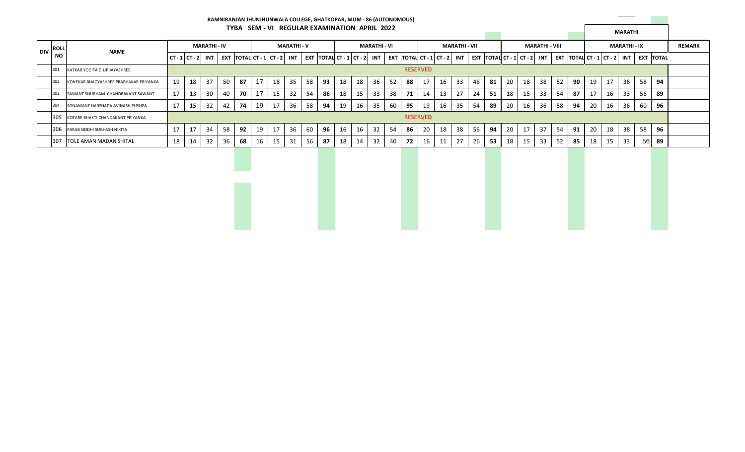**RAMNIRANJAN JHUNJHUNWALA COLLEGE, GHATKOPAR, MUM - 86 (AUTONOMOUS)**

**TYBA SEM - VI REGULAR EXAMINATION APRIL 2022**

**MARATHI**

| DIV | ROLL NO | NAME | MARATHI - IV | | | | | MARATHI - V | | | | | MARATHI - VI | | | | | MARATHI - VII | | | | | MARATHI - VIII | | | | | MARATHI - IX | | | | | REMARK |
|---|---|---|---|---|---|---|---|---|---|---|---|---|---|---|---|---|---|---|---|---|---|---|---|---|---|---|---|---|---|---|---|---|---|
| | | | CT - 1 | CT - 2 | INT | EXT | TOTAL | CT - 1 | CT - 2 | INT | EXT | TOTAL | CT - 1 | CT - 2 | INT | EXT | TOTAL | CT - 1 | CT - 2 | INT | EXT | TOTAL | CT - 1 | CT - 2 | INT | EXT | TOTAL | CT - 1 | CT - 2 | INT | EXT | TOTAL | |
| | 301 | KATKAR YOGITA DILIP JAYASHREE | RESERVED | | | | | | | | | | | | | | | | | | | | | | | | | | | | | | |
| | 302 | KONEKAR BHAGYASHREE PRABHAKAR PRIYANKA | 19 | 18 | 37 | 50 | **87** | 17 | 18 | 35 | 58 | **93** | 18 | 18 | 36 | 52 | **88** | 17 | 16 | 33 | 48 | **81** | 20 | 18 | 38 | 52 | **90** | 19 | 17 | 36 | 58 | **94** | |
| | 303 | SAWANT SHUBHAM CHANDRAKANT SAWANT | 17 | 13 | 30 | 40 | **70** | 17 | 15 | 32 | 54 | **86** | 18 | 15 | 33 | 38 | **71** | 14 | 13 | 27 | 24 | **51** | 18 | 15 | 33 | 54 | **87** | 17 | 16 | 33 | 56 | **89** | |
| | 304 | SONAWANE HARSHADA AVINASH PUSHPA | 17 | 15 | 32 | 42 | **74** | 19 | 17 | 36 | 58 | **94** | 19 | 16 | 35 | 60 | **95** | 19 | 16 | 35 | 54 | **89** | 20 | 16 | 36 | 58 | **94** | 20 | 16 | 36 | 60 | **96** | |
| | 305 | KOTARE BHAKTI CHANDAKANT PRIYANKA | RESERVED | | | | | | | | | | | | | | | | | | | | | | | | | | | | | | |
| | 306 | PARAB SIDDHI SUBHASH NIKITA | 17 | 17 | 34 | 58 | **92** | 19 | 17 | 36 | 60 | **96** | 16 | 16 | 32 | 54 | **86** | 20 | 18 | 38 | 56 | **94** | 20 | 17 | 37 | 54 | **91** | 20 | 18 | 38 | 58 | **96** | |
| | 307 | TOLE AMAN MADAN SHITAL | 18 | 14 | 32 | 36 | **68** | 16 | 15 | 31 | 56 | **87** | 18 | 14 | 32 | 40 | **72** | 16 | 11 | 27 | 26 | **53** | 18 | 15 | 33 | 52 | **85** | 18 | 15 | 33 | 56 | **89** | |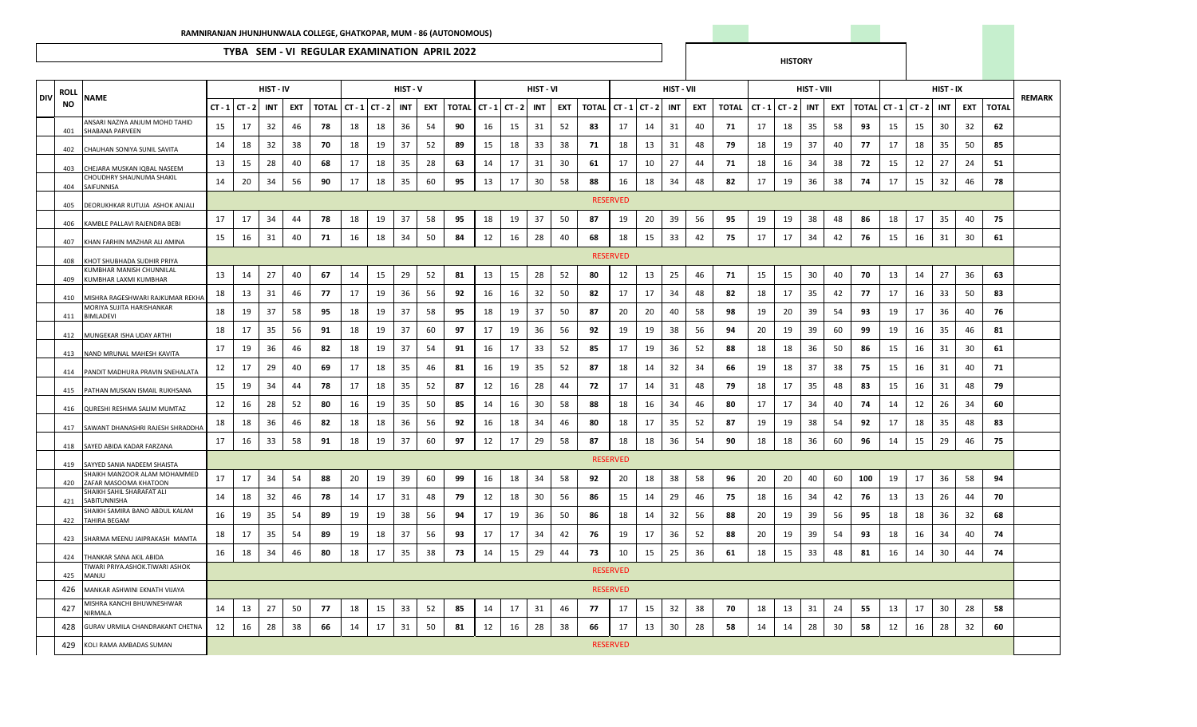**RAMNIRANJAN JHUNJHUNWALA COLLEGE, GHATKOPAR, MUM - 86 (AUTONOMOUS)**

**TYBA SEM - VI REGULAR EXAMINATION APRIL 2022**

**HISTORY**

| DIV | ROLL NO | NAME | HIST - IV | | | | | HIST - V | | | | | HIST - VI | | | | | HIST - VII | | | | | HIST - VIII | | | | | HIST - IX | | | | | REMARK |
|---|---|---|---|---|---|---|---|---|---|---|---|---|---|---|---|---|---|---|---|---|---|---|---|---|---|---|---|---|---|---|---|---|---|
| | | | CT - 1 | CT - 2 | INT | EXT | TOTAL | CT - 1 | CT - 2 | INT | EXT | TOTAL | CT - 1 | CT - 2 | INT | EXT | TOTAL | CT - 1 | CT - 2 | INT | EXT | TOTAL | CT - 1 | CT - 2 | INT | EXT | TOTAL | CT - 1 | CT - 2 | INT | EXT | TOTAL | |
| | 401 | ANSARI NAZIYA ANJUM MOHD TAHID SHABANA PARVEEN | 15 | 17 | 32 | 46 | 78 | 18 | 18 | 36 | 54 | 90 | 16 | 15 | 31 | 52 | 83 | 17 | 14 | 31 | 40 | 71 | 17 | 18 | 35 | 58 | 93 | 15 | 15 | 30 | 32 | 62 | |
| | 402 | CHAUHAN SONIYA SUNIL SAVITA | 14 | 18 | 32 | 38 | 70 | 18 | 19 | 37 | 52 | 89 | 15 | 18 | 33 | 38 | 71 | 18 | 13 | 31 | 48 | 79 | 18 | 19 | 37 | 40 | 77 | 17 | 18 | 35 | 50 | 85 | |
| | 403 | CHEJARA MUSKAN IQBAL NASEEM | 13 | 15 | 28 | 40 | 68 | 17 | 18 | 35 | 28 | 63 | 14 | 17 | 31 | 30 | 61 | 17 | 10 | 27 | 44 | 71 | 18 | 16 | 34 | 38 | 72 | 15 | 12 | 27 | 24 | 51 | |
| | 404 | CHOUDHRY SHAUNUMA SHAKIL SAIFUNNISA | 14 | 20 | 34 | 56 | 90 | 17 | 18 | 35 | 60 | 95 | 13 | 17 | 30 | 58 | 88 | 16 | 18 | 34 | 48 | 82 | 17 | 19 | 36 | 38 | 74 | 17 | 15 | 32 | 46 | 78 | |
| | 405 | DEORUKHKAR RUTUJA ASHOK ANJALI | RESERVED | | | | | | | | | | | | | | | | | | | | | | | | | | | | | | |
| | 406 | KAMBLE PALLAVI RAJENDRA BEBI | 17 | 17 | 34 | 44 | 78 | 18 | 19 | 37 | 58 | 95 | 18 | 19 | 37 | 50 | 87 | 19 | 20 | 39 | 56 | 95 | 19 | 19 | 38 | 48 | 86 | 18 | 17 | 35 | 40 | 75 | |
| | 407 | KHAN FARHIN MAZHAR ALI AMINA | 15 | 16 | 31 | 40 | 71 | 16 | 18 | 34 | 50 | 84 | 12 | 16 | 28 | 40 | 68 | 18 | 15 | 33 | 42 | 75 | 17 | 17 | 34 | 42 | 76 | 15 | 16 | 31 | 30 | 61 | |
| | 408 | KHOT SHUBHADA SUDHIR PRIYA | RESERVED | | | | | | | | | | | | | | | | | | | | | | | | | | | | | | |
| | 409 | KUMBHAR MANISH CHUNNILAL KUMBHAR LAXMI KUMBHAR | 13 | 14 | 27 | 40 | 67 | 14 | 15 | 29 | 52 | 81 | 13 | 15 | 28 | 52 | 80 | 12 | 13 | 25 | 46 | 71 | 15 | 15 | 30 | 40 | 70 | 13 | 14 | 27 | 36 | 63 | |
| | 410 | MISHRA RAGESHWARI RAJKUMAR REKHA | 18 | 13 | 31 | 46 | 77 | 17 | 19 | 36 | 56 | 92 | 16 | 16 | 32 | 50 | 82 | 17 | 17 | 34 | 48 | 82 | 18 | 17 | 35 | 42 | 77 | 17 | 16 | 33 | 50 | 83 | |
| | 411 | MORIYA SUJITA HARISHANKAR BIMLADEVI | 18 | 19 | 37 | 58 | 95 | 18 | 19 | 37 | 58 | 95 | 18 | 19 | 37 | 50 | 87 | 20 | 20 | 40 | 58 | 98 | 19 | 20 | 39 | 54 | 93 | 19 | 17 | 36 | 40 | 76 | |
| | 412 | MUNGEKAR ISHA UDAY ARTHI | 18 | 17 | 35 | 56 | 91 | 18 | 19 | 37 | 60 | 97 | 17 | 19 | 36 | 56 | 92 | 19 | 19 | 38 | 56 | 94 | 20 | 19 | 39 | 60 | 99 | 19 | 16 | 35 | 46 | 81 | |
| | 413 | NAND MRUNAL MAHESH KAVITA | 17 | 19 | 36 | 46 | 82 | 18 | 19 | 37 | 54 | 91 | 16 | 17 | 33 | 52 | 85 | 17 | 19 | 36 | 52 | 88 | 18 | 18 | 36 | 50 | 86 | 15 | 16 | 31 | 30 | 61 | |
| | 414 | PANDIT MADHURA PRAVIN SNEHALATA | 12 | 17 | 29 | 40 | 69 | 17 | 18 | 35 | 46 | 81 | 16 | 19 | 35 | 52 | 87 | 18 | 14 | 32 | 34 | 66 | 19 | 18 | 37 | 38 | 75 | 15 | 16 | 31 | 40 | 71 | |
| | 415 | PATHAN MUSKAN ISMAIL RUKHSANA | 15 | 19 | 34 | 44 | 78 | 17 | 18 | 35 | 52 | 87 | 12 | 16 | 28 | 44 | 72 | 17 | 14 | 31 | 48 | 79 | 18 | 17 | 35 | 48 | 83 | 15 | 16 | 31 | 48 | 79 | |
| | 416 | QURESHI RESHMA SALIM MUMTAZ | 12 | 16 | 28 | 52 | 80 | 16 | 19 | 35 | 50 | 85 | 14 | 16 | 30 | 58 | 88 | 18 | 16 | 34 | 46 | 80 | 17 | 17 | 34 | 40 | 74 | 14 | 12 | 26 | 34 | 60 | |
| | 417 | SAWANT DHANASHRI RAJESH SHRADDHA | 18 | 18 | 36 | 46 | 82 | 18 | 18 | 36 | 56 | 92 | 16 | 18 | 34 | 46 | 80 | 18 | 17 | 35 | 52 | 87 | 19 | 19 | 38 | 54 | 92 | 17 | 18 | 35 | 48 | 83 | |
| | 418 | SAYED ABIDA KADAR FARZANA | 17 | 16 | 33 | 58 | 91 | 18 | 19 | 37 | 60 | 97 | 12 | 17 | 29 | 58 | 87 | 18 | 18 | 36 | 54 | 90 | 18 | 18 | 36 | 60 | 96 | 14 | 15 | 29 | 46 | 75 | |
| | 419 | SAYYED SANIA NADEEM SHAISTA | RESERVED | | | | | | | | | | | | | | | | | | | | | | | | | | | | | | |
| | 420 | SHAIKH MANZOOR ALAM MOHAMMED ZAFAR MASOOMA KHATOON | 17 | 17 | 34 | 54 | 88 | 20 | 19 | 39 | 60 | 99 | 16 | 18 | 34 | 58 | 92 | 20 | 18 | 38 | 58 | 96 | 20 | 20 | 40 | 60 | 100 | 19 | 17 | 36 | 58 | 94 | |
| | 421 | SHAIKH SAHIL SHARAFAT ALI SABITUNNISHA | 14 | 18 | 32 | 46 | 78 | 14 | 17 | 31 | 48 | 79 | 12 | 18 | 30 | 56 | 86 | 15 | 14 | 29 | 46 | 75 | 18 | 16 | 34 | 42 | 76 | 13 | 13 | 26 | 44 | 70 | |
| | 422 | SHAIKH SAMIRA BANO ABDUL KALAM TAHIRA BEGAM | 16 | 19 | 35 | 54 | 89 | 19 | 19 | 38 | 56 | 94 | 17 | 19 | 36 | 50 | 86 | 18 | 14 | 32 | 56 | 88 | 20 | 19 | 39 | 56 | 95 | 18 | 18 | 36 | 32 | 68 | |
| | 423 | SHARMA MEENU JAIPRAKASH MAMTA | 18 | 17 | 35 | 54 | 89 | 19 | 18 | 37 | 56 | 93 | 17 | 17 | 34 | 42 | 76 | 19 | 17 | 36 | 52 | 88 | 20 | 19 | 39 | 54 | 93 | 18 | 16 | 34 | 40 | 74 | |
| | 424 | THANKAR SANA AKIL ABIDA | 16 | 18 | 34 | 46 | 80 | 18 | 17 | 35 | 38 | 73 | 14 | 15 | 29 | 44 | 73 | 10 | 15 | 25 | 36 | 61 | 18 | 15 | 33 | 48 | 81 | 16 | 14 | 30 | 44 | 74 | |
| | 425 | TIWARI PRIYA.ASHOK.TIWARI ASHOK MANJU | RESERVED | | | | | | | | | | | | | | | | | | | | | | | | | | | | | | |
| | 426 | MANKAR ASHWINI EKNATH VIJAYA | RESERVED | | | | | | | | | | | | | | | | | | | | | | | | | | | | | | |
| | 427 | MISHRA KANCHI BHUWNESHWAR NIRMALA | 14 | 13 | 27 | 50 | 77 | 18 | 15 | 33 | 52 | 85 | 14 | 17 | 31 | 46 | 77 | 17 | 15 | 32 | 38 | 70 | 18 | 13 | 31 | 24 | 55 | 13 | 17 | 30 | 28 | 58 | |
| | 428 | GURAV URMILA CHANDRAKANT CHETNA | 12 | 16 | 28 | 38 | 66 | 14 | 17 | 31 | 50 | 81 | 12 | 16 | 28 | 38 | 66 | 17 | 13 | 30 | 28 | 58 | 14 | 14 | 28 | 30 | 58 | 12 | 16 | 28 | 32 | 60 | |
| | 429 | KOLI RAMA AMBADAS SUMAN | RESERVED | | | | | | | | | | | | | | | | | | | | | | | | | | | | | | |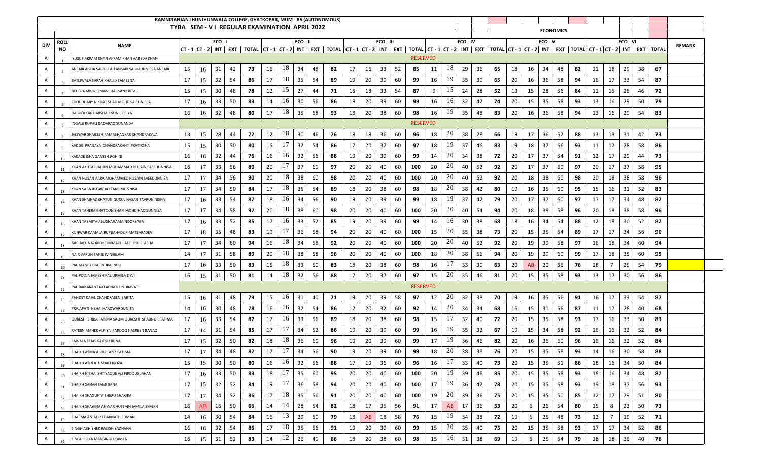# RAMNIRANJAN JHUNJHUNWALA COLLEGE, GHATKOPAR, MUM - 86 (AUTONOMOUS)

## TYBA SEM - V I REGULAR EXAMINATION APRIL 2022

### ECONOMICS

| DIV | ROLL NO | NAME | ECO - I | | | | | ECO - II | | | | | ECO - III | | | | | ECO - IV | | | | | ECO - V | | | | | ECO - VI | | | | | REMARK |
|---|---|---|---|---|---|---|---|---|---|---|---|---|---|---|---|---|---|---|---|---|---|---|---|---|---|---|---|---|---|---|---|---|---|
| | | | CT - 1 | CT - 2 | INT | EXT | TOTAL | CT - 1 | CT - 2 | INT | EXT | TOTAL | CT - 1 | CT - 2 | INT | EXT | TOTAL | CT - 1 | CT - 2 | INT | EXT | TOTAL | CT - 1 | CT - 2 | INT | EXT | TOTAL | CT - 1 | CT - 2 | INT | EXT | TOTAL | |
| A | 1 | YUSUF AKRAM KHAN AKRAM KHAN AABEDA KHAN | RESERVED | | | | | | | | | | | | | | | | | | | | | | | | | | | | | | |
| A | 2 | ANSARI AISHA SAIFULLAH ANSARI SALIMUNNISSA ANSARI | 15 | 16 | 31 | 42 | 73 | 16 | 18 | 34 | 48 | 82 | 17 | 16 | 33 | 52 | 85 | 11 | 18 | 29 | 36 | 65 | 18 | 16 | 34 | 48 | 82 | 11 | 18 | 29 | 38 | 67 | |
| A | 3 | BATLIWALA SARAH KHALID SAMEENA | 17 | 15 | 32 | 54 | 86 | 17 | 18 | 35 | 54 | 89 | 19 | 20 | 39 | 60 | 99 | 16 | 19 | 35 | 30 | 65 | 20 | 16 | 36 | 58 | 94 | 16 | 17 | 33 | 54 | 87 | |
| A | 4 | BEHERA ARUN SIMANCHAL SANJUKTA | 15 | 15 | 30 | 48 | 78 | 12 | 15 | 27 | 44 | 71 | 15 | 18 | 33 | 54 | 87 | 9 | 15 | 24 | 28 | 52 | 13 | 15 | 28 | 56 | 84 | 11 | 15 | 26 | 46 | 72 | |
| A | 5 | CHOUDHARY NIKHAT SHAH MOHD SAIFUNISSA | 17 | 16 | 33 | 50 | 83 | 14 | 16 | 30 | 56 | 86 | 19 | 20 | 39 | 60 | 99 | 16 | 16 | 32 | 42 | 74 | 20 | 15 | 35 | 58 | 93 | 13 | 16 | 29 | 50 | 79 | |
| A | 6 | DABHOLKAR HARSHALI SUNIL PRIYA | 16 | 16 | 32 | 48 | 80 | 17 | 18 | 35 | 58 | 93 | 18 | 20 | 38 | 60 | 98 | 16 | 19 | 35 | 48 | 83 | 20 | 16 | 36 | 58 | 94 | 13 | 16 | 29 | 54 | 83 | |
| A | 7 | INGALE RUPALI DADARAO SUNANDA | RESERVED | | | | | | | | | | | | | | | | | | | | | | | | | | | | | | |
| A | 8 | JAISWAR SHAILESH RAMASHANKAR CHANDRAKALA | 13 | 15 | 28 | 44 | 72 | 12 | 18 | 30 | 46 | 76 | 18 | 18 | 36 | 60 | 96 | 18 | 20 | 38 | 28 | 66 | 19 | 17 | 36 | 52 | 88 | 13 | 18 | 31 | 42 | 73 | |
| A | 9 | KADGE PRANAYA CHANDRAKANT PRATIKSHA | 15 | 15 | 30 | 50 | 80 | 15 | 17 | 32 | 54 | 86 | 17 | 20 | 37 | 60 | 97 | 18 | 19 | 37 | 46 | 83 | 19 | 18 | 37 | 56 | 93 | 11 | 17 | 28 | 58 | 86 | |
| A | 10 | KAKADE ISHA GANESH ROHINI | 16 | 16 | 32 | 44 | 76 | 16 | 16 | 32 | 56 | 88 | 19 | 20 | 39 | 60 | 99 | 14 | 20 | 34 | 38 | 72 | 20 | 17 | 37 | 54 | 91 | 12 | 17 | 29 | 44 | 73 | |
| A | 11 | KHAN AKHTAR JAHAN MOHAMMAD HUSAIN SAEEDUNNISA | 16 | 17 | 33 | 56 | 89 | 20 | 17 | 37 | 60 | 97 | 20 | 20 | 40 | 60 | 100 | 20 | 20 | 40 | 52 | 92 | 20 | 17 | 37 | 60 | 97 | 20 | 17 | 37 | 58 | 95 | |
| A | 12 | KHAN HUSAN AARA MOHAMMED HUSAIN SAEEDUNNISA | 17 | 17 | 34 | 56 | 90 | 20 | 18 | 38 | 60 | 98 | 20 | 20 | 40 | 60 | 100 | 20 | 20 | 40 | 52 | 92 | 20 | 18 | 38 | 60 | 98 | 20 | 18 | 38 | 58 | 96 | |
| A | 13 | KHAN SABA ASGAR ALI TAKRIMUNNISA | 17 | 17 | 34 | 50 | 84 | 17 | 18 | 35 | 54 | 89 | 18 | 20 | 38 | 60 | 98 | 18 | 20 | 38 | 42 | 80 | 19 | 16 | 35 | 60 | 95 | 15 | 16 | 31 | 52 | 83 | |
| A | 14 | KHAN SHAINAZ KHATUN NURUL HASAN TAVRUN NISHA | 17 | 16 | 33 | 54 | 87 | 18 | 16 | 34 | 56 | 90 | 19 | 20 | 39 | 60 | 99 | 18 | 19 | 37 | 42 | 79 | 20 | 17 | 37 | 60 | 97 | 17 | 17 | 34 | 48 | 82 | |
| A | 15 | KHAN TAHERA KHATOON SHAFI MOHD HADISUNNISA | 17 | 17 | 34 | 58 | 92 | 20 | 18 | 38 | 60 | 98 | 20 | 20 | 40 | 60 | 100 | 20 | 20 | 40 | 54 | 94 | 20 | 18 | 38 | 58 | 96 | 20 | 18 | 38 | 58 | 96 | |
| A | 16 | KHAN TASMIYA ABUSHAHAMA NOORSABA | 17 | 16 | 33 | 52 | 85 | 17 | 16 | 33 | 52 | 85 | 19 | 20 | 39 | 60 | 99 | 14 | 16 | 30 | 38 | 68 | 18 | 16 | 34 | 54 | 88 | 12 | 18 | 30 | 52 | 82 | |
| A | 17 | KUNWAR KAMALA RUPBAHADUR MATSARADEVI | 17 | 18 | 35 | 48 | 83 | 19 | 17 | 36 | 58 | 94 | 20 | 20 | 40 | 60 | 100 | 15 | 20 | 35 | 38 | 73 | 20 | 15 | 35 | 54 | 89 | 17 | 17 | 34 | 56 | 90 | |
| A | 18 | MICHAEL NAZARENE IMMACULATE LESLIE ASHA | 17 | 17 | 34 | 60 | 94 | 16 | 18 | 34 | 58 | 92 | 20 | 20 | 40 | 60 | 100 | 20 | 20 | 40 | 52 | 92 | 20 | 19 | 39 | 58 | 97 | 16 | 18 | 34 | 60 | 94 | |
| A | 19 | NAIR VARUN SANJEEV NEELAM | 14 | 17 | 31 | 58 | 89 | 20 | 18 | 38 | 58 | 96 | 20 | 20 | 40 | 60 | 100 | 18 | 20 | 38 | 56 | 94 | 20 | 19 | 39 | 60 | 99 | 17 | 18 | 35 | 60 | 95 | |
| A | 20 | PAL MANISH RAJENDRA INDU | 17 | 16 | 33 | 50 | 83 | 15 | 18 | 33 | 50 | 83 | 18 | 20 | 38 | 60 | 98 | 16 | 17 | 33 | 30 | 63 | 20 | AB | 20 | 56 | 76 | 18 | 7 | 25 | 54 | 79 | |
| A | 21 | PAL POOJA JAIKESH PAL URMILA DEVI | 16 | 15 | 31 | 50 | 81 | 14 | 18 | 32 | 56 | 88 | 17 | 20 | 37 | 60 | 97 | 15 | 20 | 35 | 46 | 81 | 20 | 15 | 35 | 58 | 93 | 13 | 17 | 30 | 56 | 86 | |
| A | 22 | PAL RAMAKANT KALAPNATH INDRAVATI | RESERVED | | | | | | | | | | | | | | | | | | | | | | | | | | | | | | |
| A | 23 | PANDEY KAJAL CHANDRASEN BABITA | 15 | 16 | 31 | 48 | 79 | 15 | 16 | 31 | 40 | 71 | 19 | 20 | 39 | 58 | 97 | 12 | 20 | 32 | 38 | 70 | 19 | 16 | 35 | 56 | 91 | 16 | 17 | 33 | 54 | 87 | |
| A | 24 | PRAJAPATI NEHA HARDWAR SUNITA | 14 | 16 | 30 | 48 | 78 | 16 | 16 | 32 | 54 | 86 | 12 | 20 | 32 | 60 | 92 | 14 | 20 | 34 | 34 | 68 | 16 | 15 | 31 | 56 | 87 | 11 | 17 | 28 | 40 | 68 | |
| A | 25 | QURESHI SHIBA FATIMA SALIM QURESHI SHABNUR FATIMA | 17 | 16 | 33 | 54 | 87 | 17 | 16 | 33 | 56 | 89 | 18 | 20 | 38 | 60 | 98 | 15 | 17 | 32 | 40 | 72 | 20 | 15 | 35 | 58 | 93 | 17 | 16 | 33 | 50 | 83 | |
| A | 26 | RAYEEN MAHEK ALFIYA FAROOQ NASREEN BANAO | 17 | 14 | 31 | 54 | 85 | 17 | 17 | 34 | 52 | 86 | 19 | 20 | 39 | 60 | 99 | 16 | 19 | 35 | 32 | 67 | 19 | 15 | 34 | 58 | 92 | 16 | 16 | 32 | 52 | 84 | |
| A | 27 | SAWALA TEJAS RAJESH JIGNA | 17 | 15 | 32 | 50 | 82 | 18 | 18 | 36 | 60 | 96 | 19 | 20 | 39 | 60 | 99 | 17 | 19 | 36 | 46 | 82 | 20 | 16 | 36 | 60 | 96 | 16 | 16 | 32 | 52 | 84 | |
| A | 28 | SHAIKH ASMA ABDUL AZIZ FATIMA | 17 | 17 | 34 | 48 | 82 | 17 | 17 | 34 | 56 | 90 | 19 | 20 | 39 | 60 | 99 | 18 | 20 | 38 | 38 | 76 | 20 | 15 | 35 | 58 | 93 | 14 | 16 | 30 | 58 | 88 | |
| A | 29 | SHAIKH ATUFA UMAR FIROZA | 15 | 15 | 30 | 50 | 80 | 16 | 16 | 32 | 56 | 88 | 17 | 19 | 36 | 60 | 96 | 16 | 17 | 33 | 40 | 73 | 20 | 15 | 35 | 51 | 86 | 18 | 16 | 34 | 50 | 84 | |
| A | 30 | SHAIKH NISHA ISHTIYAQUE ALI FIRDOUS JAHAN | 17 | 16 | 33 | 50 | 83 | 18 | 17 | 35 | 60 | 95 | 20 | 20 | 40 | 60 | 100 | 20 | 19 | 39 | 46 | 85 | 20 | 15 | 35 | 58 | 93 | 18 | 16 | 34 | 48 | 82 | |
| A | 31 | SHAIKH SANAN SAMI SANA | 17 | 15 | 32 | 52 | 84 | 19 | 17 | 36 | 58 | 94 | 20 | 20 | 40 | 60 | 100 | 17 | 19 | 36 | 42 | 78 | 20 | 15 | 35 | 58 | 93 | 19 | 18 | 37 | 56 | 93 | |
| A | 32 | SHAIKH SHAGUFTA SHERU SHAKIRA | 17 | 17 | 34 | 52 | 86 | 17 | 18 | 35 | 56 | 91 | 20 | 20 | 40 | 60 | 100 | 19 | 20 | 39 | 36 | 75 | 20 | 15 | 35 | 50 | 85 | 12 | 17 | 29 | 51 | 80 | |
| A | 33 | SHAIKH SHAHINA ANWAR HUSSAIN JAMILA SHAIKH | 16 | AB | 16 | 50 | 66 | 14 | 14 | 28 | 54 | 82 | 18 | 17 | 35 | 56 | 91 | 17 | AB | 17 | 36 | 53 | 20 | 6 | 26 | 54 | 80 | 15 | 8 | 23 | 50 | 73 | |
| A | 34 | SHARMA ANJALI KEDARNATH SUMAN | 14 | 16 | 30 | 54 | 84 | 16 | 13 | 29 | 50 | 79 | 18 | AB | 18 | 58 | 76 | 15 | 19 | 34 | 38 | 72 | 19 | 6 | 25 | 48 | 73 | 12 | 7 | 19 | 52 | 71 | |
| A | 35 | SINGH ABHISHEK RAJESH SADHANA | 16 | 16 | 32 | 54 | 86 | 17 | 18 | 35 | 56 | 91 | 19 | 20 | 39 | 60 | 99 | 15 | 20 | 35 | 40 | 75 | 20 | 15 | 35 | 58 | 93 | 17 | 17 | 34 | 52 | 86 | |
| A | 36 | SINGH PRIYA MANSINGH KAMLA | 16 | 15 | 31 | 52 | 83 | 14 | 12 | 26 | 40 | 66 | 18 | 20 | 38 | 60 | 98 | 15 | 16 | 31 | 38 | 69 | 19 | 6 | 25 | 54 | 79 | 18 | 18 | 36 | 40 | 76 | |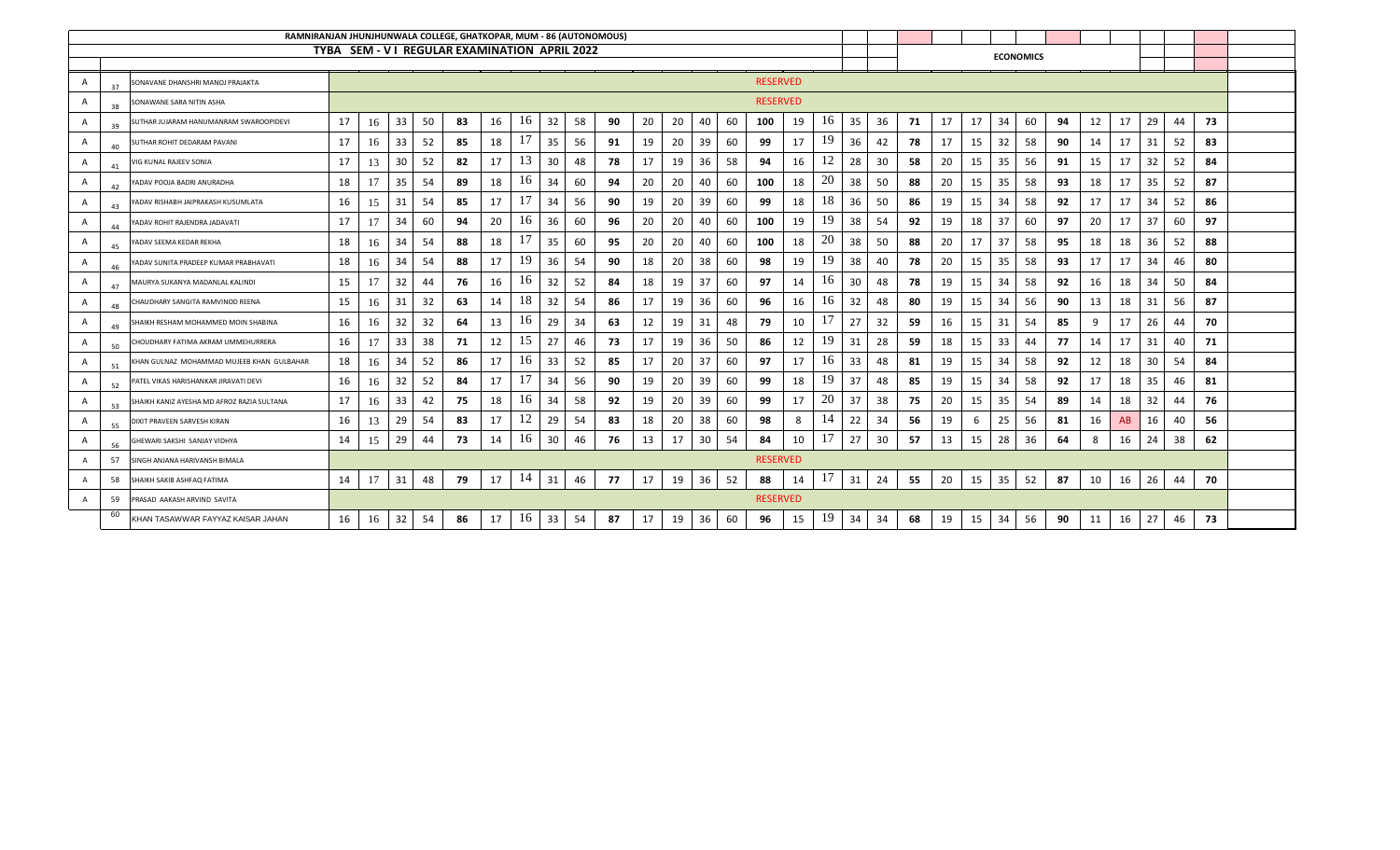RAMNIRANJAN JHUNJHUNWALA COLLEGE, GHATKOPAR, MUM - 86 (AUTONOMOUS)

TYBA SEM - V I REGULAR EXAMINATION APRIL 2022

ECONOMICS

| | | | | | | | | | | | | | | | | | | | | | | | | | | | | | | | | | | | |
|---|---|---|---|---|---|---|---|---|---|---|---|---|---|---|---|---|---|---|---|---|---|---|---|---|---|---|---|---|---|---|---|---|---|---|---|
| A | 37 | SONAVANE DHANSHRI MANOJ PRAJAKTA | RESERVED | | | | | | | | | | | | | | | | | | | | | | | | | | | | | | | | |
| A | 38 | SONAWANE SARA NITIN ASHA | RESERVED | | | | | | | | | | | | | | | | | | | | | | | | | | | | | | | | |
| A | 39 | SUTHAR JUJARAM HANUMANRAM SWAROOPIDEVI | 17 | 16 | 33 | 50 | 83 | 16 | 16 | 32 | 58 | 90 | 20 | 20 | 40 | 60 | 100 | 19 | 16 | 35 | 36 | 71 | 17 | 17 | 34 | 60 | 94 | 12 | 17 | 29 | 44 | 73 |
| A | 40 | SUTHAR ROHIT DEDARAM PAVANI | 17 | 16 | 33 | 52 | 85 | 18 | 17 | 35 | 56 | 91 | 19 | 20 | 39 | 60 | 99 | 17 | 19 | 36 | 42 | 78 | 17 | 15 | 32 | 58 | 90 | 14 | 17 | 31 | 52 | 83 |
| A | 41 | VIG KUNAL RAJEEV SONIA | 17 | 13 | 30 | 52 | 82 | 17 | 13 | 30 | 48 | 78 | 17 | 19 | 36 | 58 | 94 | 16 | 12 | 28 | 30 | 58 | 20 | 15 | 35 | 56 | 91 | 15 | 17 | 32 | 52 | 84 |
| A | 42 | YADAV POOJA BADRI ANURADHA | 18 | 17 | 35 | 54 | 89 | 18 | 16 | 34 | 60 | 94 | 20 | 20 | 40 | 60 | 100 | 18 | 20 | 38 | 50 | 88 | 20 | 15 | 35 | 58 | 93 | 18 | 17 | 35 | 52 | 87 |
| A | 43 | YADAV RISHABH JAIPRAKASH KUSUMLATA | 16 | 15 | 31 | 54 | 85 | 17 | 17 | 34 | 56 | 90 | 19 | 20 | 39 | 60 | 99 | 18 | 18 | 36 | 50 | 86 | 19 | 15 | 34 | 58 | 92 | 17 | 17 | 34 | 52 | 86 |
| A | 44 | YADAV ROHIT RAJENDRA JADAVATI | 17 | 17 | 34 | 60 | 94 | 20 | 16 | 36 | 60 | 96 | 20 | 20 | 40 | 60 | 100 | 19 | 19 | 38 | 54 | 92 | 19 | 18 | 37 | 60 | 97 | 20 | 17 | 37 | 60 | 97 |
| A | 45 | YADAV SEEMA KEDAR REKHA | 18 | 16 | 34 | 54 | 88 | 18 | 17 | 35 | 60 | 95 | 20 | 20 | 40 | 60 | 100 | 18 | 20 | 38 | 50 | 88 | 20 | 17 | 37 | 58 | 95 | 18 | 18 | 36 | 52 | 88 |
| A | 46 | YADAV SUNITA PRADEEP KUMAR PRABHAVATI | 18 | 16 | 34 | 54 | 88 | 17 | 19 | 36 | 54 | 90 | 18 | 20 | 38 | 60 | 98 | 19 | 19 | 38 | 40 | 78 | 20 | 15 | 35 | 58 | 93 | 17 | 17 | 34 | 46 | 80 |
| A | 47 | MAURYA SUKANYA MADANLAL KALINDI | 15 | 17 | 32 | 44 | 76 | 16 | 16 | 32 | 52 | 84 | 18 | 19 | 37 | 60 | 97 | 14 | 16 | 30 | 48 | 78 | 19 | 15 | 34 | 58 | 92 | 16 | 18 | 34 | 50 | 84 |
| A | 48 | CHAUDHARY SANGITA RAMVINOD REENA | 15 | 16 | 31 | 32 | 63 | 14 | 18 | 32 | 54 | 86 | 17 | 19 | 36 | 60 | 96 | 16 | 16 | 32 | 48 | 80 | 19 | 15 | 34 | 56 | 90 | 13 | 18 | 31 | 56 | 87 |
| A | 49 | SHAIKH RESHAM MOHAMMED MOIN SHABINA | 16 | 16 | 32 | 32 | 64 | 13 | 16 | 29 | 34 | 63 | 12 | 19 | 31 | 48 | 79 | 10 | 17 | 27 | 32 | 59 | 16 | 15 | 31 | 54 | 85 | 9 | 17 | 26 | 44 | 70 |
| A | 50 | CHOUDHARY FATIMA AKRAM UMMEHURRERA | 16 | 17 | 33 | 38 | 71 | 12 | 15 | 27 | 46 | 73 | 17 | 19 | 36 | 50 | 86 | 12 | 19 | 31 | 28 | 59 | 18 | 15 | 33 | 44 | 77 | 14 | 17 | 31 | 40 | 71 |
| A | 51 | KHAN GULNAZ MOHAMMAD MUJEEB KHAN GULBAHAR | 18 | 16 | 34 | 52 | 86 | 17 | 16 | 33 | 52 | 85 | 17 | 20 | 37 | 60 | 97 | 17 | 16 | 33 | 48 | 81 | 19 | 15 | 34 | 58 | 92 | 12 | 18 | 30 | 54 | 84 |
| A | 52 | PATEL VIKAS HARISHANKAR JIRAVATI DEVI | 16 | 16 | 32 | 52 | 84 | 17 | 17 | 34 | 56 | 90 | 19 | 20 | 39 | 60 | 99 | 18 | 19 | 37 | 48 | 85 | 19 | 15 | 34 | 58 | 92 | 17 | 18 | 35 | 46 | 81 |
| A | 53 | SHAIKH KANIZ AYESHA MD AFROZ RAZIA SULTANA | 17 | 16 | 33 | 42 | 75 | 18 | 16 | 34 | 58 | 92 | 19 | 20 | 39 | 60 | 99 | 17 | 20 | 37 | 38 | 75 | 20 | 15 | 35 | 54 | 89 | 14 | 18 | 32 | 44 | 76 |
| A | 55 | DIXIT PRAVEEN SARVESH KIRAN | 16 | 13 | 29 | 54 | 83 | 17 | 12 | 29 | 54 | 83 | 18 | 20 | 38 | 60 | 98 | 8 | 14 | 22 | 34 | 56 | 19 | 6 | 25 | 56 | 81 | 16 | AB | 16 | 40 | 56 |
| A | 56 | GHEWARI SAKSHI SANJAY VIDHYA | 14 | 15 | 29 | 44 | 73 | 14 | 16 | 30 | 46 | 76 | 13 | 17 | 30 | 54 | 84 | 10 | 17 | 27 | 30 | 57 | 13 | 15 | 28 | 36 | 64 | 8 | 16 | 24 | 38 | 62 |
| A | 57 | SINGH ANJANA HARIVANSH BIMALA | RESERVED | | | | | | | | | | | | | | | | | | | | | | | | | | | | | | | | |
| A | 58 | SHAIKH SAKIB ASHFAQ FATIMA | 14 | 17 | 31 | 48 | 79 | 17 | 14 | 31 | 46 | 77 | 17 | 19 | 36 | 52 | 88 | 14 | 17 | 31 | 24 | 55 | 20 | 15 | 35 | 52 | 87 | 10 | 16 | 26 | 44 | 70 |
| A | 59 | PRASAD AAKASH ARVIND SAVITA | RESERVED | | | | | | | | | | | | | | | | | | | | | | | | | | | | | | | | |
| | 60 | KHAN TASAWWAR FAYYAZ KAISAR JAHAN | 16 | 16 | 32 | 54 | 86 | 17 | 16 | 33 | 54 | 87 | 17 | 19 | 36 | 60 | 96 | 15 | 19 | 34 | 34 | 68 | 19 | 15 | 34 | 56 | 90 | 11 | 16 | 27 | 46 | 73 |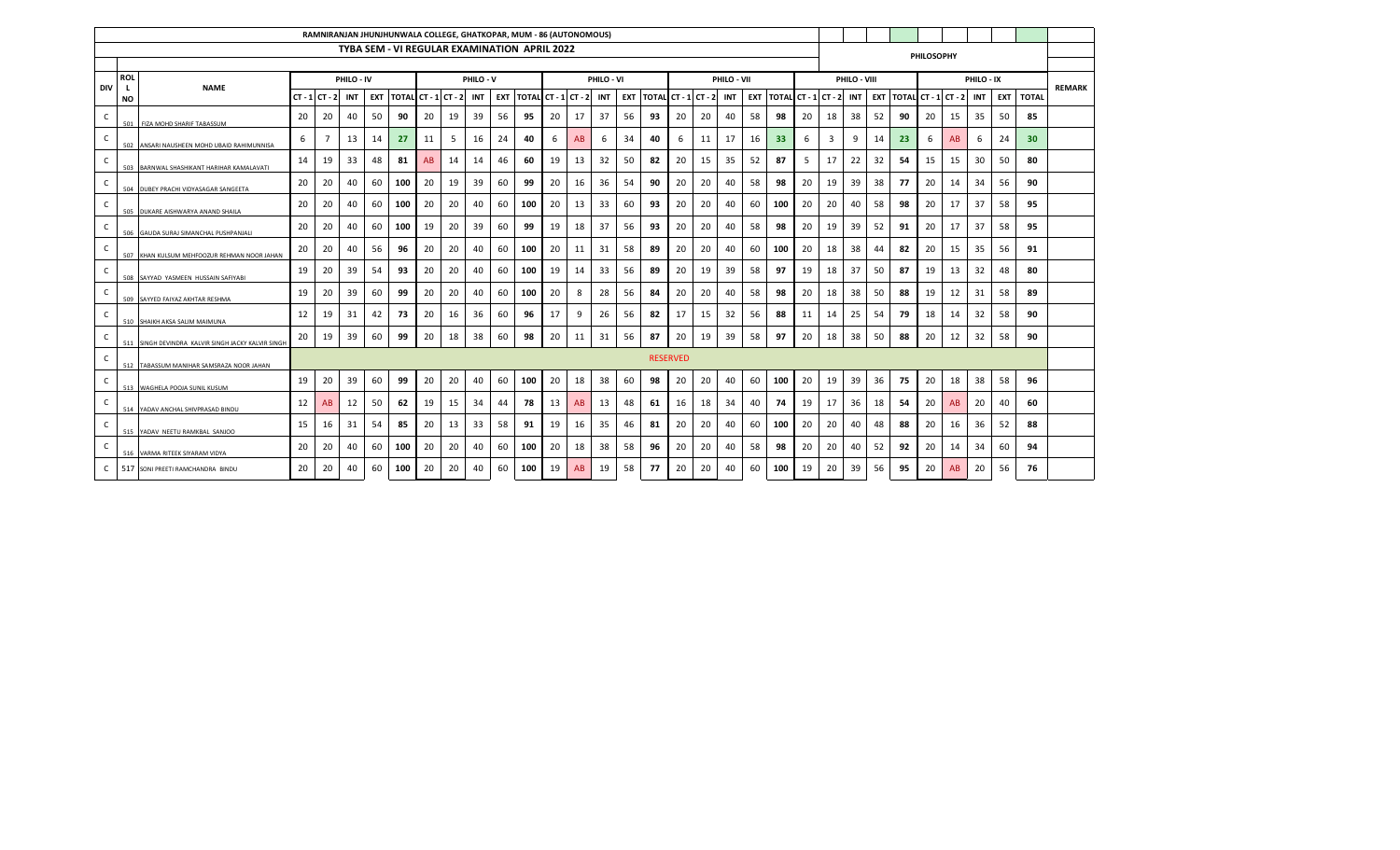RAMNIRANJAN JHUNJHUNWALA COLLEGE, GHATKOPAR, MUM - 86 (AUTONOMOUS)

TYBA SEM - VI REGULAR EXAMINATION APRIL 2022

PHILOSOPHY

| DIV | ROLL NO | NAME | PHILO - IV | | | | | PHILO - V | | | | | PHILO - VI | | | | | PHILO - VII | | | | | PHILO - VIII | | | | | PHILO - IX | | | | | REMARK |
|---|---|---|---|---|---|---|---|---|---|---|---|---|---|---|---|---|---|---|---|---|---|---|---|---|---|---|---|---|---|---|---|---|---|
| | | | CT - 1 | CT - 2 | INT | EXT | TOTAL | CT - 1 | CT - 2 | INT | EXT | TOTAL | CT - 1 | CT - 2 | INT | EXT | TOTAL | CT - 1 | CT - 2 | INT | EXT | TOTAL | CT - 1 | CT - 2 | INT | EXT | TOTAL | CT - 1 | CT - 2 | INT | EXT | TOTAL | |
| C | 501 | FIZA MOHD SHARIF TABASSUM | 20 | 20 | 40 | 50 | **90** | 20 | 19 | 39 | 56 | **95** | 20 | 17 | 37 | 56 | **93** | 20 | 20 | 40 | 58 | **98** | 20 | 18 | 38 | 52 | **90** | 20 | 15 | 35 | 50 | **85** | |
| C | 502 | ANSARI NAUSHEEN MOHD UBAID RAHIMUNNISA | 6 | 7 | 13 | 14 | **27** | 11 | 5 | 16 | 24 | **40** | 6 | AB | 6 | 34 | **40** | 6 | 11 | 17 | 16 | **33** | 6 | 3 | 9 | 14 | **23** | 6 | AB | 6 | 24 | **30** | |
| C | 503 | BARNWAL SHASHIKANT HARIHAR KAMALAVATI | 14 | 19 | 33 | 48 | **81** | AB | 14 | 14 | 46 | **60** | 19 | 13 | 32 | 50 | **82** | 20 | 15 | 35 | 52 | **87** | 5 | 17 | 22 | 32 | **54** | 15 | 15 | 30 | 50 | **80** | |
| C | 504 | DUBEY PRACHI VIDYASAGAR SANGEETA | 20 | 20 | 40 | 60 | **100** | 20 | 19 | 39 | 60 | **99** | 20 | 16 | 36 | 54 | **90** | 20 | 20 | 40 | 58 | **98** | 20 | 19 | 39 | 38 | **77** | 20 | 14 | 34 | 56 | **90** | |
| C | 505 | DUKARE AISHWARYA ANAND SHAILA | 20 | 20 | 40 | 60 | **100** | 20 | 20 | 40 | 60 | **100** | 20 | 13 | 33 | 60 | **93** | 20 | 20 | 40 | 60 | **100** | 20 | 20 | 40 | 58 | **98** | 20 | 17 | 37 | 58 | **95** | |
| C | 506 | GAUDA SURAJ SIMANCHAL PUSHPANJALI | 20 | 20 | 40 | 60 | **100** | 19 | 20 | 39 | 60 | **99** | 19 | 18 | 37 | 56 | **93** | 20 | 20 | 40 | 58 | **98** | 20 | 19 | 39 | 52 | **91** | 20 | 17 | 37 | 58 | **95** | |
| C | 507 | KHAN KULSUM MEHFOOZUR REHMAN NOOR JAHAN | 20 | 20 | 40 | 56 | **96** | 20 | 20 | 40 | 60 | **100** | 20 | 11 | 31 | 58 | **89** | 20 | 20 | 40 | 60 | **100** | 20 | 18 | 38 | 44 | **82** | 20 | 15 | 35 | 56 | **91** | |
| C | 508 | SAYYAD YASMEEN HUSSAIN SAFIYABI | 19 | 20 | 39 | 54 | **93** | 20 | 20 | 40 | 60 | **100** | 19 | 14 | 33 | 56 | **89** | 20 | 19 | 39 | 58 | **97** | 19 | 18 | 37 | 50 | **87** | 19 | 13 | 32 | 48 | **80** | |
| C | 509 | SAYYED FAIYAZ AKHTAR RESHMA | 19 | 20 | 39 | 60 | **99** | 20 | 20 | 40 | 60 | **100** | 20 | 8 | 28 | 56 | **84** | 20 | 20 | 40 | 58 | **98** | 20 | 18 | 38 | 50 | **88** | 19 | 12 | 31 | 58 | **89** | |
| C | 510 | SHAIKH AKSA SALIM MAIMUNA | 12 | 19 | 31 | 42 | **73** | 20 | 16 | 36 | 60 | **96** | 17 | 9 | 26 | 56 | **82** | 17 | 15 | 32 | 56 | **88** | 11 | 14 | 25 | 54 | **79** | 18 | 14 | 32 | 58 | **90** | |
| C | 511 | SINGH DEVINDRA KALVIR SINGH JACKY KALVIR SINGH | 20 | 19 | 39 | 60 | **99** | 20 | 18 | 38 | 60 | **98** | 20 | 11 | 31 | 56 | **87** | 20 | 19 | 39 | 58 | **97** | 20 | 18 | 38 | 50 | **88** | 20 | 12 | 32 | 58 | **90** | |
| C | 512 | TABASSUM MANIHAR SAMSRAZA NOOR JAHAN | RESERVED | | | | | | | | | | | | | | | | | | | | | | | | | | | | | | |
| C | 513 | WAGHELA POOJA SUNIL KUSUM | 19 | 20 | 39 | 60 | **99** | 20 | 20 | 40 | 60 | **100** | 20 | 18 | 38 | 60 | **98** | 20 | 20 | 40 | 60 | **100** | 20 | 19 | 39 | 36 | **75** | 20 | 18 | 38 | 58 | **96** | |
| C | 514 | YADAV ANCHAL SHIVPRASAD BINDU | 12 | AB | 12 | 50 | **62** | 19 | 15 | 34 | 44 | **78** | 13 | AB | 13 | 48 | **61** | 16 | 18 | 34 | 40 | **74** | 19 | 17 | 36 | 18 | **54** | 20 | AB | 20 | 40 | **60** | |
| C | 515 | YADAV NEETU RAMKBAL SANJOO | 15 | 16 | 31 | 54 | **85** | 20 | 13 | 33 | 58 | **91** | 19 | 16 | 35 | 46 | **81** | 20 | 20 | 40 | 60 | **100** | 20 | 20 | 40 | 48 | **88** | 20 | 16 | 36 | 52 | **88** | |
| C | 516 | VARMA RITEEK SIYARAM VIDYA | 20 | 20 | 40 | 60 | **100** | 20 | 20 | 40 | 60 | **100** | 20 | 18 | 38 | 58 | **96** | 20 | 20 | 40 | 58 | **98** | 20 | 20 | 40 | 52 | **92** | 20 | 14 | 34 | 60 | **94** | |
| C | 517 | SONI PREETI RAMCHANDRA BINDU | 20 | 20 | 40 | 60 | **100** | 20 | 20 | 40 | 60 | **100** | 19 | AB | 19 | 58 | **77** | 20 | 20 | 40 | 60 | **100** | 19 | 20 | 39 | 56 | **95** | 20 | AB | 20 | 56 | **76** | |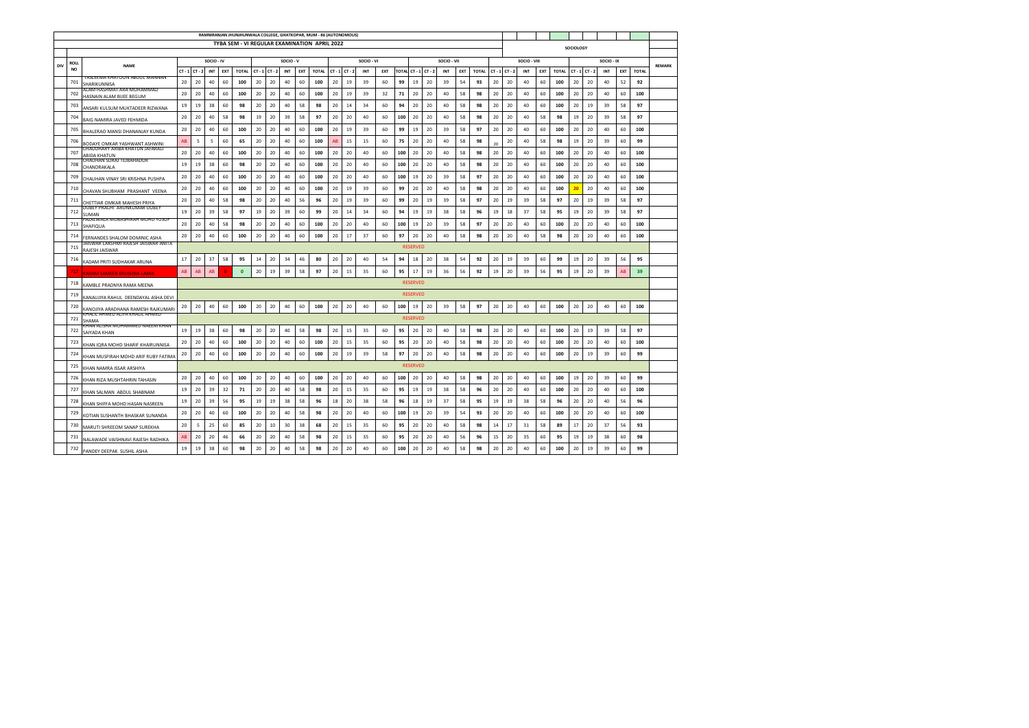# RAMNIRANJAN JHUNJHUNWALA COLLEGE, GHATKOPAR, MUM - 86 (AUTONOMOUS)

## TYBA SEM - VI REGULAR EXAMINATION APRIL 2022

### SOCIOLOGY

| DIV | ROLL NO | NAME | SOCIO - IV | | | | | SOCIO - V | | | | | SOCIO - VI | | | | | SOCIO - VII | | | | | SOCIO - VIII | | | | | SOCIO - IX | | | | | REMARK |
|---|---|---|---|---|---|---|---|---|---|---|---|---|---|---|---|---|---|---|---|---|---|---|---|---|---|---|---|---|---|---|---|---|---|
| | | | CT - 1 | CT - 2 | INT | EXT | TOTAL | CT - 1 | CT - 2 | INT | EXT | TOTAL | CT - 1 | CT - 2 | INT | EXT | TOTAL | CT - 1 | CT - 2 | INT | EXT | TOTAL | CT - 1 | CT - 2 | INT | EXT | TOTAL | CT - 1 | CT - 2 | INT | EXT | TOTAL | |
| | 701 | TASLEEMA KHATOON ABDUL MANNAN SHARIKUNNISA | 20 | 20 | 40 | 60 | 100 | 20 | 20 | 40 | 60 | 100 | 20 | 19 | 39 | 60 | 99 | 19 | 20 | 39 | 54 | 93 | 20 | 20 | 40 | 60 | 100 | 20 | 20 | 40 | 52 | 92 | |
| | 702 | ALAM HASHMAT ARA MOHAMMAD HASNAIN ALAM BIJEE BEGUM | 20 | 20 | 40 | 60 | 100 | 20 | 20 | 40 | 60 | 100 | 20 | 19 | 39 | 32 | 71 | 20 | 20 | 40 | 58 | 98 | 20 | 20 | 40 | 60 | 100 | 20 | 20 | 40 | 60 | 100 | |
| | 703 | ANSARI KULSUM MUKTADEER RIZWANA | 19 | 19 | 38 | 60 | 98 | 20 | 20 | 40 | 58 | 98 | 20 | 14 | 34 | 60 | 94 | 20 | 20 | 40 | 58 | 98 | 20 | 20 | 40 | 60 | 100 | 20 | 19 | 39 | 58 | 97 | |
| | 704 | BAIG NAMIRA JAVED FEHMIDA | 20 | 20 | 40 | 58 | 98 | 19 | 20 | 39 | 58 | 97 | 20 | 20 | 40 | 60 | 100 | 20 | 20 | 40 | 58 | 98 | 20 | 20 | 40 | 58 | 98 | 19 | 20 | 39 | 58 | 97 | |
| | 705 | BHALERAO MANSI DHANANJAY KUNDA | 20 | 20 | 40 | 60 | 100 | 20 | 20 | 40 | 60 | 100 | 20 | 19 | 39 | 60 | 99 | 19 | 20 | 39 | 58 | 97 | 20 | 20 | 40 | 60 | 100 | 20 | 20 | 40 | 60 | 100 | |
| | 706 | BODAYE OMKAR YASHWANT ASHWINI | AB | 5 | 5 | 60 | 65 | 20 | 20 | 40 | 60 | 100 | AB | 15 | 15 | 60 | 75 | 20 | 20 | 40 | 58 | 98 | 20 | 20 | 40 | 58 | 98 | 19 | 20 | 39 | 60 | 99 | |
| | 707 | CHAUDHARY ARIBA KHATUN JAFARALI ABIDA KHATUN | 20 | 20 | 40 | 60 | 100 | 20 | 20 | 40 | 60 | 100 | 20 | 20 | 40 | 60 | 100 | 20 | 20 | 40 | 58 | 98 | 20 | 20 | 40 | 60 | 100 | 20 | 20 | 40 | 60 | 100 | |
| | 708 | CHAUHAN SURAJ TEJBAHADUR CHANDRAKALA | 19 | 19 | 38 | 60 | 98 | 20 | 20 | 40 | 60 | 100 | 20 | 20 | 40 | 60 | 100 | 20 | 20 | 40 | 58 | 98 | 20 | 20 | 40 | 60 | 100 | 20 | 20 | 40 | 60 | 100 | |
| | 709 | CHAUHAN VINAY SRI KRISHNA PUSHPA | 20 | 20 | 40 | 60 | 100 | 20 | 20 | 40 | 60 | 100 | 20 | 20 | 40 | 60 | 100 | 19 | 20 | 39 | 58 | 97 | 20 | 20 | 40 | 60 | 100 | 20 | 20 | 40 | 60 | 100 | |
| | 710 | CHAVAN SHUBHAM PRASHANT VEENA | 20 | 20 | 40 | 60 | 100 | 20 | 20 | 40 | 60 | 100 | 20 | 19 | 39 | 60 | 99 | 20 | 20 | 40 | 58 | 98 | 20 | 20 | 40 | 60 | 100 | 20 | 20 | 40 | 60 | 100 | |
| | 711 | CHETTIAR OMKAR MAHESH PRIYA | 20 | 20 | 40 | 58 | 98 | 20 | 20 | 40 | 56 | 96 | 20 | 19 | 39 | 60 | 99 | 20 | 19 | 39 | 58 | 97 | 20 | 19 | 39 | 58 | 97 | 20 | 19 | 39 | 58 | 97 | |
| | 712 | DUBEY PRACHI ARUNKUMAR DUBEY SUMAN | 19 | 20 | 39 | 58 | 97 | 19 | 20 | 39 | 60 | 99 | 20 | 14 | 34 | 60 | 94 | 19 | 19 | 38 | 58 | 96 | 19 | 18 | 37 | 58 | 95 | 19 | 20 | 39 | 58 | 97 | |
| | 713 | FAZALWALA MUBASHIRAH MOHD YUSUF SHAFIQUA | 20 | 20 | 40 | 58 | 98 | 20 | 20 | 40 | 60 | 100 | 20 | 20 | 40 | 60 | 100 | 19 | 20 | 39 | 58 | 97 | 20 | 20 | 40 | 60 | 100 | 20 | 20 | 40 | 60 | 100 | |
| | 714 | FERNANDES SHALOM DOMINIC ASHA | 20 | 20 | 40 | 60 | 100 | 20 | 20 | 40 | 60 | 100 | 20 | 17 | 37 | 60 | 97 | 20 | 20 | 40 | 58 | 98 | 20 | 20 | 40 | 58 | 98 | 20 | 20 | 40 | 60 | 100 | |
| | 715 | JAISWAR LAKSHMI RAJESH JAISWAR ANITA RAJESH JAISWAR | RESERVED | | | | | | | | | | | | | | | | | | | | | | | | | | | | | | |
| | 716 | KADAM PRITI SUDHAKAR ARUNA | 17 | 20 | 37 | 58 | 95 | 14 | 20 | 34 | 46 | 80 | 20 | 20 | 40 | 54 | 94 | 18 | 20 | 38 | 54 | 92 | 20 | 19 | 39 | 60 | 99 | 19 | 20 | 39 | 56 | 95 | |
| | 717 | KADAM SAMEER KRUSHNA LAXMI | AB | AB | AB | 0 | 0 | 20 | 19 | 39 | 58 | 97 | 20 | 15 | 35 | 60 | 95 | 17 | 19 | 36 | 56 | 92 | 19 | 20 | 39 | 56 | 95 | 19 | 20 | 39 | AB | 39 | |
| | 718 | KAMBLE PRADNYA RAMA MEENA | RESERVED | | | | | | | | | | | | | | | | | | | | | | | | | | | | | | |
| | 719 | KANAUJIYA RAHUL DEENDAYAL ASHA DEVI | RESERVED | | | | | | | | | | | | | | | | | | | | | | | | | | | | | | |
| | 720 | KANOJIYA ARADHANA RAMESH RAJKUMARI | 20 | 20 | 40 | 60 | 100 | 20 | 20 | 40 | 60 | 100 | 20 | 20 | 40 | 60 | 100 | 19 | 20 | 39 | 58 | 97 | 20 | 20 | 40 | 60 | 100 | 20 | 20 | 40 | 60 | 100 | |
| | 721 | KHALIL AHMED ALIFA KHALIL AHMED SHAMA | RESERVED | | | | | | | | | | | | | | | | | | | | | | | | | | | | | | |
| | 722 | KHAN ALISHA MOHAMMED NAEEM KHAN SAIYADA KHAN | 19 | 19 | 38 | 60 | 98 | 20 | 20 | 40 | 58 | 98 | 20 | 15 | 35 | 60 | 95 | 20 | 20 | 40 | 58 | 98 | 20 | 20 | 40 | 60 | 100 | 20 | 19 | 39 | 58 | 97 | |
| | 723 | KHAN IQRA MOHD SHARIF KHAIRUNNISA | 20 | 20 | 40 | 60 | 100 | 20 | 20 | 40 | 60 | 100 | 20 | 15 | 35 | 60 | 95 | 20 | 20 | 40 | 58 | 98 | 20 | 20 | 40 | 60 | 100 | 20 | 20 | 40 | 60 | 100 | |
| | 724 | KHAN MUSFIRAH MOHD ARIF RUBY FATIMA | 20 | 20 | 40 | 60 | 100 | 20 | 20 | 40 | 60 | 100 | 20 | 19 | 39 | 58 | 97 | 20 | 20 | 40 | 58 | 98 | 20 | 20 | 40 | 60 | 100 | 20 | 19 | 39 | 60 | 99 | |
| | 725 | KHAN NAMRA ISSAR ARSHIYA | RESERVED | | | | | | | | | | | | | | | | | | | | | | | | | | | | | | |
| | 726 | KHAN RIZA MUSHTAHRIN TAHASIN | 20 | 20 | 40 | 60 | 100 | 20 | 20 | 40 | 60 | 100 | 20 | 20 | 40 | 60 | 100 | 20 | 20 | 40 | 58 | 98 | 20 | 20 | 40 | 60 | 100 | 19 | 20 | 39 | 60 | 99 | |
| | 727 | KHAN SALMAN ABDUL SHABNAM | 19 | 20 | 39 | 32 | 71 | 20 | 20 | 40 | 58 | 98 | 20 | 15 | 35 | 60 | 95 | 19 | 19 | 38 | 58 | 96 | 20 | 20 | 40 | 60 | 100 | 20 | 20 | 40 | 60 | 100 | |
| | 728 | KHAN SHIFFA MOHD HASAN NASREEN | 19 | 20 | 39 | 56 | 95 | 19 | 19 | 38 | 58 | 96 | 18 | 20 | 38 | 58 | 96 | 18 | 19 | 37 | 58 | 95 | 19 | 19 | 38 | 58 | 96 | 20 | 20 | 40 | 56 | 96 | |
| | 729 | KOTIAN SUSHANTH BHASKAR SUNANDA | 20 | 20 | 40 | 60 | 100 | 20 | 20 | 40 | 58 | 98 | 20 | 20 | 40 | 60 | 100 | 19 | 20 | 39 | 54 | 93 | 20 | 20 | 40 | 60 | 100 | 20 | 20 | 40 | 60 | 100 | |
| | 730 | MARUTI SHREEOM SANAP SUREKHA | 20 | 5 | 25 | 60 | 85 | 20 | 10 | 30 | 38 | 68 | 20 | 15 | 35 | 60 | 95 | 20 | 20 | 40 | 58 | 98 | 14 | 17 | 31 | 58 | 89 | 17 | 20 | 37 | 56 | 93 | |
| | 731 | NALAWADE VAISHNAVI RAJESH RADHIKA | AB | 20 | 20 | 46 | 66 | 20 | 20 | 40 | 58 | 98 | 20 | 15 | 35 | 60 | 95 | 20 | 20 | 40 | 56 | 96 | 15 | 20 | 35 | 60 | 95 | 19 | 19 | 38 | 60 | 98 | |
| | 732 | PANDEY DEEPAK SUSHIL ASHA | 19 | 19 | 38 | 60 | 98 | 20 | 20 | 40 | 58 | 98 | 20 | 20 | 40 | 60 | 100 | 20 | 20 | 40 | 58 | 98 | 20 | 20 | 40 | 60 | 100 | 20 | 19 | 39 | 60 | 99 | |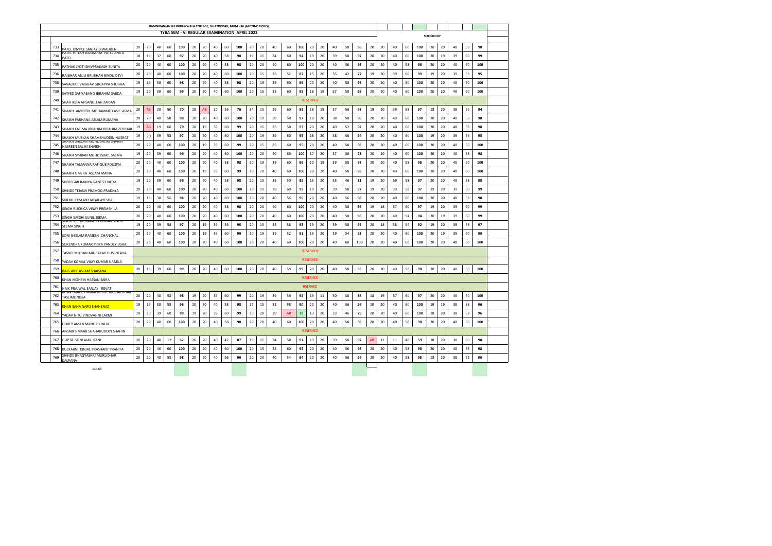RAMNIRANJAN JHUNJHUNWALA COLLEGE, GHATKOPAR, MUM - 86 (AUTONOMOUS)

TYBA SEM - VI REGULAR EXAMINATION APRIL 2022

SOCIOLOGY

| | | | | | | | | | | | | | | | | | | | | | | | | | | | | | | | | | | | | | |
|---|---|---|---|---|---|---|---|---|---|---|---|---|---|---|---|---|---|---|---|---|---|---|---|---|---|---|---|---|---|---|---|---|---|---|---|---|---|
| 733 | PATEL DIMPLE SANJAY DIWALIBEN | 20 | 20 | 40 | 60 | 100 | 20 | 20 | 40 | 60 | 100 | 20 | 20 | 40 | 60 | 100 | 20 | 20 | 40 | 58 | 98 | 20 | 20 | 40 | 60 | 100 | 20 | 20 | 40 | 58 | 98 |
| 734 | PATEL HITESH RAMASRAY PATEL ANITA PATEL | 18 | 19 | 37 | 60 | 97 | 20 | 20 | 40 | 58 | 98 | 19 | 15 | 34 | 60 | 94 | 19 | 20 | 39 | 58 | 97 | 20 | 20 | 40 | 60 | 100 | 20 | 19 | 39 | 60 | 99 |
| 735 | PATHAK JYOTI SHIVPRAKASH SUNITA | 20 | 20 | 40 | 60 | 100 | 20 | 20 | 40 | 58 | 98 | 20 | 20 | 40 | 60 | 100 | 20 | 20 | 40 | 56 | 96 | 20 | 20 | 40 | 58 | 98 | 20 | 20 | 40 | 60 | 100 |
| 736 | RAJBHAR ANJU BRIJBHAN BINDU DEVI | 20 | 20 | 40 | 60 | 100 | 20 | 20 | 40 | 60 | 100 | 20 | 15 | 35 | 52 | 87 | 15 | 20 | 35 | 42 | 77 | 19 | 20 | 39 | 60 | 99 | 19 | 20 | 39 | 56 | 95 |
| 738 | SAVALKAR VAIBHAV GIRJAPPA SHOBHA | 19 | 19 | 38 | 60 | 98 | 20 | 20 | 40 | 58 | 98 | 20 | 19 | 39 | 60 | 99 | 20 | 20 | 40 | 58 | 98 | 20 | 20 | 40 | 60 | 100 | 20 | 20 | 40 | 60 | 100 |
| 739 | SAYYED SAFIYABANO IBRAHIM SAJIDA | 19 | 20 | 39 | 60 | 99 | 20 | 20 | 40 | 60 | 100 | 20 | 15 | 35 | 60 | 95 | 18 | 19 | 37 | 58 | 95 | 20 | 20 | 40 | 60 | 100 | 20 | 20 | 40 | 60 | 100 |
| 740 | SHAH IQRA AHSANULLAH ZARIAN | RESERVED | | | | | | | | | | | | | | | | | | | | | | | | | | | | | |
| 741 | SHAIKH AMREEN MOHAMMED ASIF ASMA | 20 | AB | 20 | 50 | 70 | 20 | AB | 20 | 56 | 76 | 14 | 15 | 29 | 60 | 89 | 18 | 19 | 37 | 56 | 93 | 19 | 20 | 39 | 58 | 97 | 18 | 20 | 38 | 56 | 94 |
| 742 | SHAIKH FARHANA ASLAM RUMANA | 20 | 20 | 40 | 58 | 98 | 20 | 20 | 40 | 60 | 100 | 20 | 19 | 39 | 58 | 97 | 18 | 20 | 38 | 58 | 96 | 20 | 20 | 40 | 60 | 100 | 20 | 20 | 40 | 58 | 98 |
| 743 | SHAIKH FATIMA IBRAHIM IBRAHIM ZEHRABI | 19 | AB | 19 | 60 | 79 | 20 | 19 | 39 | 60 | 99 | 20 | 15 | 35 | 58 | 93 | 20 | 20 | 40 | 52 | 92 | 20 | 20 | 40 | 60 | 100 | 20 | 20 | 40 | 58 | 98 |
| 744 | SHAIKH MUSKAN SHAMSHUDDIN NUSRAT | 19 | 20 | 39 | 58 | 97 | 20 | 20 | 40 | 60 | 100 | 20 | 19 | 39 | 60 | 99 | 18 | 20 | 38 | 56 | 94 | 20 | 20 | 40 | 60 | 100 | 19 | 20 | 39 | 56 | 95 |
| 745 | SHAIKH SHEZAN MOHD SALIM SHAIKH NASREEN SALIM SHAIKH | 20 | 20 | 40 | 60 | 100 | 20 | 19 | 39 | 60 | 99 | 20 | 15 | 35 | 60 | 95 | 20 | 20 | 40 | 58 | 98 | 20 | 20 | 40 | 60 | 100 | 20 | 20 | 40 | 60 | 100 |
| 746 | SHAIKH SIMRAN MOHD ISRAIL SALMA | 19 | 20 | 39 | 60 | 99 | 20 | 20 | 40 | 60 | 100 | 20 | 20 | 40 | 60 | 100 | 17 | 20 | 37 | 36 | 73 | 20 | 20 | 40 | 60 | 100 | 20 | 20 | 40 | 58 | 98 |
| 747 | SHAIKH TAMANNA RAFIQUE FOUZIYA | 20 | 20 | 40 | 60 | 100 | 20 | 20 | 40 | 58 | 98 | 20 | 19 | 39 | 60 | 99 | 20 | 19 | 39 | 58 | 97 | 20 | 20 | 40 | 58 | 98 | 20 | 20 | 40 | 60 | 100 |
| 748 | SHAIKH UMERA ASLAM AMINA | 20 | 20 | 40 | 60 | 100 | 20 | 19 | 39 | 60 | 99 | 20 | 20 | 40 | 60 | 100 | 20 | 20 | 40 | 58 | 98 | 20 | 20 | 40 | 60 | 100 | 20 | 20 | 40 | 60 | 100 |
| 749 | SHEREGAR RAMYA GANESH VIDYA | 19 | 20 | 39 | 60 | 99 | 20 | 20 | 40 | 58 | 98 | 20 | 15 | 35 | 50 | 85 | 15 | 20 | 35 | 46 | 81 | 19 | 20 | 39 | 58 | 97 | 20 | 20 | 40 | 58 | 98 |
| 750 | SHINDE TEJASVI PRAMOD PRADNYA | 20 | 20 | 40 | 60 | 100 | 20 | 20 | 40 | 60 | 100 | 20 | 19 | 39 | 60 | 99 | 19 | 20 | 39 | 58 | 97 | 19 | 20 | 39 | 58 | 97 | 19 | 20 | 39 | 60 | 99 |
| 751 | SIDDIKI JOYA MD JAFAR AYESHA | 19 | 19 | 38 | 56 | 94 | 20 | 20 | 40 | 60 | 100 | 20 | 20 | 40 | 56 | 96 | 20 | 20 | 40 | 56 | 96 | 20 | 20 | 40 | 60 | 100 | 20 | 20 | 40 | 58 | 98 |
| 752 | SINGH RUCHICA VINAY PREMSHILA | 20 | 20 | 40 | 60 | 100 | 20 | 20 | 40 | 58 | 98 | 20 | 20 | 40 | 60 | 100 | 20 | 20 | 40 | 58 | 98 | 19 | 18 | 37 | 60 | 97 | 19 | 20 | 39 | 60 | 99 |
| 753 | SINGH SAKSHI SUNIL SEEMA | 20 | 20 | 40 | 60 | 100 | 20 | 20 | 40 | 60 | 100 | 20 | 20 | 40 | 60 | 100 | 20 | 20 | 40 | 58 | 98 | 20 | 20 | 40 | 54 | 94 | 20 | 19 | 39 | 60 | 99 |
| 754 | SINGH VIJETA RAMESH KUMAR SINGH SEEMA SINGH | 19 | 20 | 39 | 58 | 97 | 20 | 19 | 39 | 56 | 95 | 20 | 15 | 35 | 58 | 93 | 19 | 20 | 39 | 58 | 97 | 20 | 18 | 38 | 54 | 92 | 19 | 20 | 39 | 58 | 97 |
| 755 | SONI NEELAM RAMESH CHANCHAL | 20 | 20 | 40 | 60 | 100 | 20 | 19 | 39 | 60 | 99 | 20 | 19 | 39 | 52 | 91 | 19 | 20 | 39 | 54 | 93 | 20 | 20 | 40 | 60 | 100 | 20 | 19 | 39 | 60 | 99 |
| 756 | SURENDRA KUMAR PRIYA PANDEY USHA | 20 | 20 | 40 | 60 | 100 | 20 | 20 | 40 | 60 | 100 | 20 | 20 | 40 | 60 | 100 | 20 | 20 | 40 | 60 | 100 | 20 | 20 | 40 | 60 | 100 | 20 | 20 | 40 | 60 | 100 |
| 757 | TASNEEM KHAN ABUBAKAR HUSSNEARA | RESERVED | | | | | | | | | | | | | | | | | | | | | | | | | | | | | |
| 758 | YADAV KOMAL VIJAY KUMAR URMILA | RESERVED | | | | | | | | | | | | | | | | | | | | | | | | | | | | | |
| 759 | BAIG ARIF ASLAM SHABANA | 20 | 19 | 39 | 60 | 99 | 20 | 20 | 40 | 60 | 100 | 20 | 20 | 40 | 59 | 99 | 20 | 20 | 40 | 58 | 98 | 20 | 20 | 40 | 58 | 98 | 20 | 20 | 40 | 60 | 100 |
| 760 | KHAN MOHSIN HASSAN SAIRA | RESERVED | | | | | | | | | | | | | | | | | | | | | | | | | | | | | |
| 761 | NAIK PRAJWAL SANJAY REVATI | RSERVED | | | | | | | | | | | | | | | | | | | | | | | | | | | | | |
| 762 | KHAN UMME HABIBA ABDUL RAZZAK KHAN TASLIMUNISSA | 20 | 20 | 40 | 58 | 98 | 19 | 20 | 39 | 60 | 99 | 20 | 19 | 39 | 56 | 95 | 19 | 11 | 30 | 58 | 88 | 18 | 19 | 37 | 60 | 97 | 20 | 20 | 40 | 60 | 100 |
| 763 | KHAN SANA NAFIS SHAHENAZ | 19 | 19 | 38 | 58 | 96 | 20 | 20 | 40 | 58 | 98 | 17 | 15 | 32 | 58 | 90 | 20 | 20 | 40 | 56 | 96 | 20 | 20 | 40 | 60 | 100 | 19 | 19 | 38 | 58 | 96 |
| 764 | YADAV NITU VINDVASINI LAXMI | 19 | 20 | 39 | 60 | 99 | 19 | 20 | 39 | 60 | 99 | 20 | 20 | 39 | AB | 39 | 13 | 20 | 33 | 46 | 79 | 20 | 20 | 40 | 60 | 100 | 18 | 20 | 38 | 58 | 96 |
| 765 | DUBEY AMAN MANOJ SUNITA | 20 | 20 | 40 | 60 | 100 | 20 | 20 | 40 | 58 | 98 | 20 | 20 | 40 | 60 | 100 | 20 | 20 | 40 | 58 | 98 | 20 | 20 | 40 | 58 | 98 | 20 | 20 | 40 | 60 | 100 |
| 766 | ANSARI SIMAAB SHAHABUDDIN SHAHIN | RESERVED | | | | | | | | | | | | | | | | | | | | | | | | | | | | | |
| 767 | GUPTA SONI AJAY RANI | 20 | 20 | 40 | 12 | 52 | 20 | 20 | 40 | 47 | 87 | 19 | 15 | 34 | 58 | 92 | 19 | 20 | 39 | 58 | 97 | AB | 11 | 11 | 48 | 59 | 18 | 20 | 38 | 60 | 98 |
| 768 | KULKARNI KINJAL PRASHANT PRANITA | 20 | 20 | 40 | 60 | 100 | 20 | 20 | 40 | 60 | 100 | 20 | 15 | 35 | 60 | 95 | 20 | 20 | 40 | 56 | 96 | 20 | 20 | 40 | 58 | 98 | 20 | 20 | 40 | 58 | 98 |
| 769 | SHINDE BHAGYASHRI MURLIDHAR KALPANA | 20 | 20 | 40 | 58 | 98 | 20 | 20 | 40 | 56 | 96 | 20 | 20 | 40 | 54 | 94 | 20 | 20 | 40 | 56 | 96 | 20 | 20 | 40 | 58 | 98 | 18 | 20 | 38 | 52 | 90 |

soc-68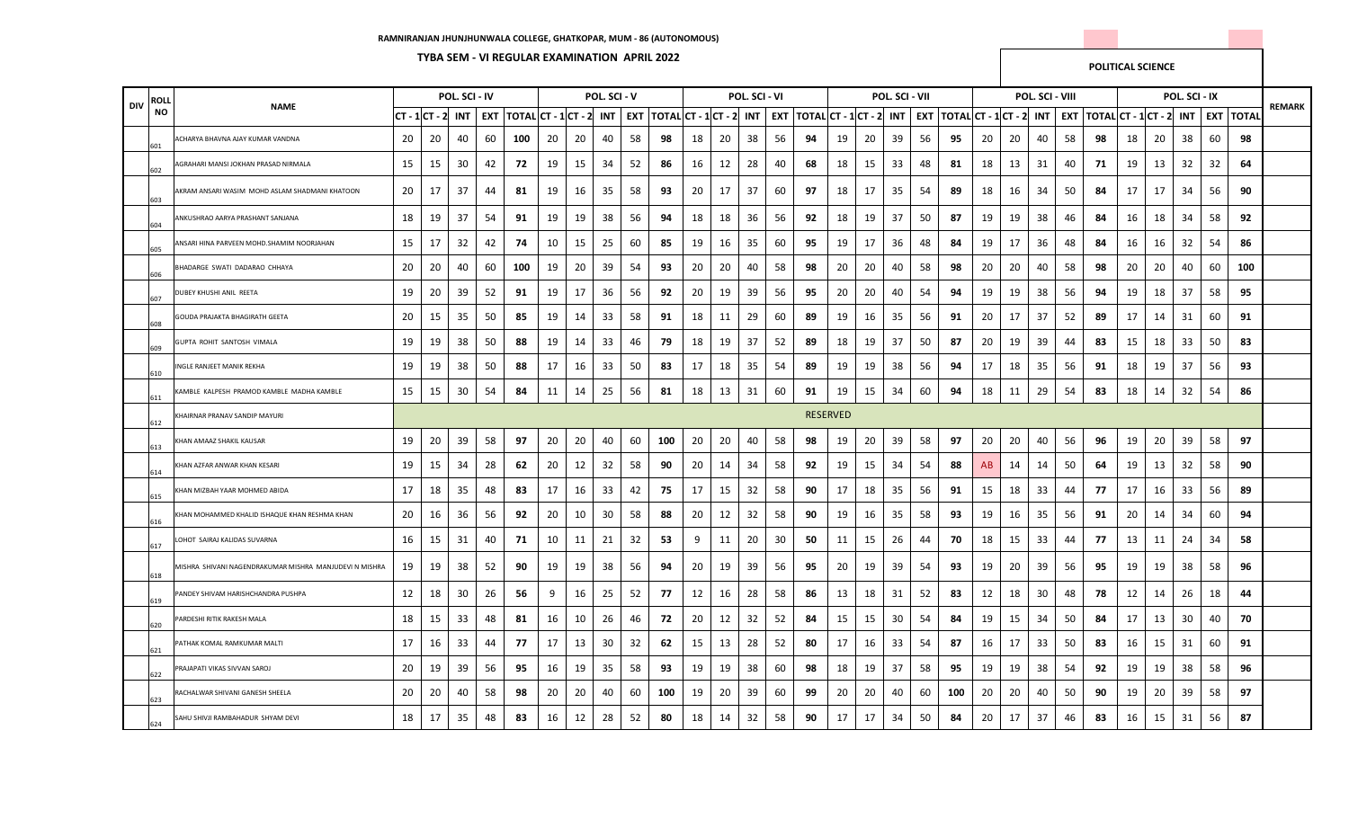**RAMNIRANJAN JHUNJHUNWALA COLLEGE, GHATKOPAR, MUM - 86 (AUTONOMOUS)**

**TYBA SEM - VI REGULAR EXAMINATION APRIL 2022**

**POLITICAL SCIENCE**

| DIV | ROLL NO | NAME | POL. SCI - IV | | | | | POL. SCI - V | | | | | POL. SCI - VI | | | | | POL. SCI - VII | | | | | POL. SCI - VIII | | | | | POL. SCI - IX | | | | | REMARK |
|---|---|---|---|---|---|---|---|---|---|---|---|---|---|---|---|---|---|---|---|---|---|---|---|---|---|---|---|---|---|---|---|---|---|
| | | | CT - 1 | CT - 2 | INT | EXT | TOTAL | CT - 1 | CT - 2 | INT | EXT | TOTAL | CT - 1 | CT - 2 | INT | EXT | TOTAL | CT - 1 | CT - 2 | INT | EXT | TOTAL | CT - 1 | CT - 2 | INT | EXT | TOTAL | CT - 1 | CT - 2 | INT | EXT | TOTAL | |
| | 601 | ACHARYA BHAVNA AJAY KUMAR VANDNA | 20 | 20 | 40 | 60 | **100** | 20 | 20 | 40 | 58 | **98** | 18 | 20 | 38 | 56 | **94** | 19 | 20 | 39 | 56 | **95** | 20 | 20 | 40 | 58 | **98** | 18 | 20 | 38 | 60 | **98** | |
| | 602 | AGRAHARI MANSI JOKHAN PRASAD NIRMALA | 15 | 15 | 30 | 42 | **72** | 19 | 15 | 34 | 52 | **86** | 16 | 12 | 28 | 40 | **68** | 18 | 15 | 33 | 48 | **81** | 18 | 13 | 31 | 40 | **71** | 19 | 13 | 32 | 32 | **64** | |
| | 603 | AKRAM ANSARI WASIM MOHD ASLAM SHADMANI KHATOON | 20 | 17 | 37 | 44 | **81** | 19 | 16 | 35 | 58 | **93** | 20 | 17 | 37 | 60 | **97** | 18 | 17 | 35 | 54 | **89** | 18 | 16 | 34 | 50 | **84** | 17 | 17 | 34 | 56 | **90** | |
| | 604 | ANKUSHRAO AARYA PRASHANT SANJANA | 18 | 19 | 37 | 54 | **91** | 19 | 19 | 38 | 56 | **94** | 18 | 18 | 36 | 56 | **92** | 18 | 19 | 37 | 50 | **87** | 19 | 19 | 38 | 46 | **84** | 16 | 18 | 34 | 58 | **92** | |
| | 605 | ANSARI HINA PARVEEN MOHD.SHAMIM NOORJAHAN | 15 | 17 | 32 | 42 | **74** | 10 | 15 | 25 | 60 | **85** | 19 | 16 | 35 | 60 | **95** | 19 | 17 | 36 | 48 | **84** | 19 | 17 | 36 | 48 | **84** | 16 | 16 | 32 | 54 | **86** | |
| | 606 | BHADARGE SWATI DADARAO CHHAYA | 20 | 20 | 40 | 60 | **100** | 19 | 20 | 39 | 54 | **93** | 20 | 20 | 40 | 58 | **98** | 20 | 20 | 40 | 58 | **98** | 20 | 20 | 40 | 58 | **98** | 20 | 20 | 40 | 60 | **100** | |
| | 607 | DUBEY KHUSHI ANIL REETA | 19 | 20 | 39 | 52 | **91** | 19 | 17 | 36 | 56 | **92** | 20 | 19 | 39 | 56 | **95** | 20 | 20 | 40 | 54 | **94** | 19 | 19 | 38 | 56 | **94** | 19 | 18 | 37 | 58 | **95** | |
| | 608 | GOUDA PRAJAKTA BHAGIRATH GEETA | 20 | 15 | 35 | 50 | **85** | 19 | 14 | 33 | 58 | **91** | 18 | 11 | 29 | 60 | **89** | 19 | 16 | 35 | 56 | **91** | 20 | 17 | 37 | 52 | **89** | 17 | 14 | 31 | 60 | **91** | |
| | 609 | GUPTA ROHIT SANTOSH VIMALA | 19 | 19 | 38 | 50 | **88** | 19 | 14 | 33 | 46 | **79** | 18 | 19 | 37 | 52 | **89** | 18 | 19 | 37 | 50 | **87** | 20 | 19 | 39 | 44 | **83** | 15 | 18 | 33 | 50 | **83** | |
| | 610 | INGLE RANJEET MANIK REKHA | 19 | 19 | 38 | 50 | **88** | 17 | 16 | 33 | 50 | **83** | 17 | 18 | 35 | 54 | **89** | 19 | 19 | 38 | 56 | **94** | 17 | 18 | 35 | 56 | **91** | 18 | 19 | 37 | 56 | **93** | |
| | 611 | KAMBLE KALPESH PRAMOD KAMBLE MADHA KAMBLE | 15 | 15 | 30 | 54 | **84** | 11 | 14 | 25 | 56 | **81** | 18 | 13 | 31 | 60 | **91** | 19 | 15 | 34 | 60 | **94** | 18 | 11 | 29 | 54 | **83** | 18 | 14 | 32 | 54 | **86** | |
| | 612 | KHAIRNAR PRANAV SANDIP MAYURI | RESERVED | | | | | | | | | | | | | | | | | | | | | | | | | | | | | | |
| | 613 | KHAN AMAAZ SHAKIL KAUSAR | 19 | 20 | 39 | 58 | **97** | 20 | 20 | 40 | 60 | **100** | 20 | 20 | 40 | 58 | **98** | 19 | 20 | 39 | 58 | **97** | 20 | 20 | 40 | 56 | **96** | 19 | 20 | 39 | 58 | **97** | |
| | 614 | KHAN AZFAR ANWAR KHAN KESARI | 19 | 15 | 34 | 28 | **62** | 20 | 12 | 32 | 58 | **90** | 20 | 14 | 34 | 58 | **92** | 19 | 15 | 34 | 54 | **88** | AB | 14 | 14 | 50 | **64** | 19 | 13 | 32 | 58 | **90** | |
| | 615 | KHAN MIZBAH YAAR MOHMED ABIDA | 17 | 18 | 35 | 48 | **83** | 17 | 16 | 33 | 42 | **75** | 17 | 15 | 32 | 58 | **90** | 17 | 18 | 35 | 56 | **91** | 15 | 18 | 33 | 44 | **77** | 17 | 16 | 33 | 56 | **89** | |
| | 616 | KHAN MOHAMMED KHALID ISHAQUE KHAN RESHMA KHAN | 20 | 16 | 36 | 56 | **92** | 20 | 10 | 30 | 58 | **88** | 20 | 12 | 32 | 58 | **90** | 19 | 16 | 35 | 58 | **93** | 19 | 16 | 35 | 56 | **91** | 20 | 14 | 34 | 60 | **94** | |
| | 617 | LOHOT SAIRAJ KALIDAS SUVARNA | 16 | 15 | 31 | 40 | **71** | 10 | 11 | 21 | 32 | **53** | 9 | 11 | 20 | 30 | **50** | 11 | 15 | 26 | 44 | **70** | 18 | 15 | 33 | 44 | **77** | 13 | 11 | 24 | 34 | **58** | |
| | 618 | MISHRA SHIVANI NAGENDRAKUMAR MISHRA MANJUDEVI N MISHRA | 19 | 19 | 38 | 52 | **90** | 19 | 19 | 38 | 56 | **94** | 20 | 19 | 39 | 56 | **95** | 20 | 19 | 39 | 54 | **93** | 19 | 20 | 39 | 56 | **95** | 19 | 19 | 38 | 58 | **96** | |
| | 619 | PANDEY SHIVAM HARISHCHANDRA PUSHPA | 12 | 18 | 30 | 26 | **56** | 9 | 16 | 25 | 52 | **77** | 12 | 16 | 28 | 58 | **86** | 13 | 18 | 31 | 52 | **83** | 12 | 18 | 30 | 48 | **78** | 12 | 14 | 26 | 18 | **44** | |
| | 620 | PARDESHI RITIK RAKESH MALA | 18 | 15 | 33 | 48 | **81** | 16 | 10 | 26 | 46 | **72** | 20 | 12 | 32 | 52 | **84** | 15 | 15 | 30 | 54 | **84** | 19 | 15 | 34 | 50 | **84** | 17 | 13 | 30 | 40 | **70** | |
| | 621 | PATHAK KOMAL RAMKUMAR MALTI | 17 | 16 | 33 | 44 | **77** | 17 | 13 | 30 | 32 | **62** | 15 | 13 | 28 | 52 | **80** | 17 | 16 | 33 | 54 | **87** | 16 | 17 | 33 | 50 | **83** | 16 | 15 | 31 | 60 | **91** | |
| | 622 | PRAJAPATI VIKAS SIVVAN SAROJ | 20 | 19 | 39 | 56 | **95** | 16 | 19 | 35 | 58 | **93** | 19 | 19 | 38 | 60 | **98** | 18 | 19 | 37 | 58 | **95** | 19 | 19 | 38 | 54 | **92** | 19 | 19 | 38 | 58 | **96** | |
| | 623 | RACHALWAR SHIVANI GANESH SHEELA | 20 | 20 | 40 | 58 | **98** | 20 | 20 | 40 | 60 | **100** | 19 | 20 | 39 | 60 | **99** | 20 | 20 | 40 | 60 | **100** | 20 | 20 | 40 | 50 | **90** | 19 | 20 | 39 | 58 | **97** | |
| | 624 | SAHU SHIVJI RAMBAHADUR SHYAM DEVI | 18 | 17 | 35 | 48 | **83** | 16 | 12 | 28 | 52 | **80** | 18 | 14 | 32 | 58 | **90** | 17 | 17 | 34 | 50 | **84** | 20 | 17 | 37 | 46 | **83** | 16 | 15 | 31 | 56 | **87** | |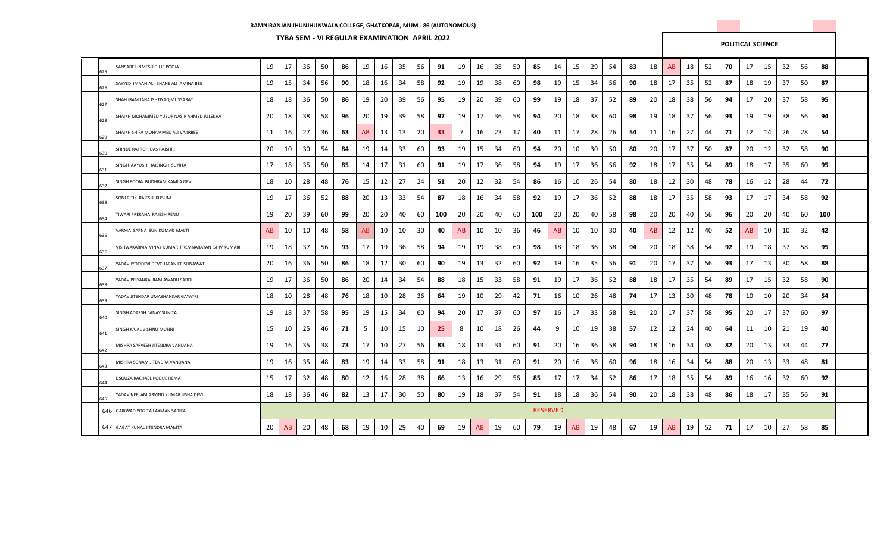RAMNIRANJAN JHUNJHUNWALA COLLEGE, GHATKOPAR, MUM - 86 (AUTONOMOUS)

TYBA SEM - VI REGULAR EXAMINATION APRIL 2022

POLITICAL SCIENCE

| | | | | | | | | | | | | | | | | | | | | | | | | | | | | | | | |
|---|---|---|---|---|---|---|---|---|---|---|---|---|---|---|---|---|---|---|---|---|---|---|---|---|---|---|---|---|---|---|---|
| 625 | SANSARE UNMESH DILIP POOJA | 19 | 17 | 36 | 50 | **86** | 19 | 16 | 35 | 56 | **91** | 19 | 16 | 35 | 50 | **85** | 14 | 15 | 29 | 54 | **83** | 18 | AB | 18 | 52 | **70** | 17 | 15 | 32 | 56 | **88** |
| 626 | SAYYED IMAAN ALI SHANE ALI AMINA BEE | 19 | 15 | 34 | 56 | **90** | 18 | 16 | 34 | 58 | **92** | 19 | 19 | 38 | 60 | **98** | 19 | 15 | 34 | 56 | **90** | 18 | 17 | 35 | 52 | **87** | 18 | 19 | 37 | 50 | **87** |
| 627 | SHAH IRAM JAHA ISHTIYAQ MUSSARAT | 18 | 18 | 36 | 50 | **86** | 19 | 20 | 39 | 56 | **95** | 19 | 20 | 39 | 60 | **99** | 19 | 18 | 37 | 52 | **89** | 20 | 18 | 38 | 56 | **94** | 17 | 20 | 37 | 58 | **95** |
| 628 | SHAIKH MOHAMMED YUSUF NASIR AHMED JULEKHA | 20 | 18 | 38 | 58 | **96** | 20 | 19 | 39 | 58 | **97** | 19 | 17 | 36 | 58 | **94** | 20 | 18 | 38 | 60 | **98** | 19 | 18 | 37 | 56 | **93** | 19 | 19 | 38 | 56 | **94** |
| 629 | SHAIKH SHIFA MOHAMMED ALI VAJIRBEE | 11 | 16 | 27 | 36 | **63** | AB | 13 | 13 | 20 | **33** | 7 | 16 | 23 | 17 | **40** | 11 | 17 | 28 | 26 | **54** | 11 | 16 | 27 | 44 | **71** | 12 | 14 | 26 | 28 | **54** |
| 630 | SHINDE RAJ ROHIDAS RAJSHRI | 20 | 10 | 30 | 54 | **84** | 19 | 14 | 33 | 60 | **93** | 19 | 15 | 34 | 60 | **94** | 20 | 10 | 30 | 50 | **80** | 20 | 17 | 37 | 50 | **87** | 20 | 12 | 32 | 58 | **90** |
| 631 | SINGH AAYUSHI JAISINGH SUNITA | 17 | 18 | 35 | 50 | **85** | 14 | 17 | 31 | 60 | **91** | 19 | 17 | 36 | 58 | **94** | 19 | 17 | 36 | 56 | **92** | 18 | 17 | 35 | 54 | **89** | 18 | 17 | 35 | 60 | **95** |
| 632 | SINGH POOJA BUDHRAM KAMLA DEVI | 18 | 10 | 28 | 48 | **76** | 15 | 12 | 27 | 24 | **51** | 20 | 12 | 32 | 54 | **86** | 16 | 10 | 26 | 54 | **80** | 18 | 12 | 30 | 48 | **78** | 16 | 12 | 28 | 44 | **72** |
| 633 | SONI RITIK RAJESH KUSUM | 19 | 17 | 36 | 52 | **88** | 20 | 13 | 33 | 54 | **87** | 18 | 16 | 34 | 58 | **92** | 19 | 17 | 36 | 52 | **88** | 18 | 17 | 35 | 58 | **93** | 17 | 17 | 34 | 58 | **92** |
| 634 | TIWARI PRERANA RAJESH RENU | 19 | 20 | 39 | 60 | **99** | 20 | 20 | 40 | 60 | **100** | 20 | 20 | 40 | 60 | **100** | 20 | 20 | 40 | 58 | **98** | 20 | 20 | 40 | 56 | **96** | 20 | 20 | 40 | 60 | **100** |
| 635 | VARMA SAPNA SUNIKUMAR MALTI | AB | 10 | 10 | 48 | **58** | AB | 10 | 10 | 30 | **40** | AB | 10 | 10 | 36 | **46** | AB | 10 | 10 | 30 | **40** | AB | 12 | 12 | 40 | **52** | AB | 10 | 10 | 32 | **42** |
| 636 | VISHWAKARMA VINAY KUMAR PREMNARAYAN SHIV KUMARI | 19 | 18 | 37 | 56 | **93** | 17 | 19 | 36 | 58 | **94** | 19 | 19 | 38 | 60 | **98** | 18 | 18 | 36 | 58 | **94** | 20 | 18 | 38 | 54 | **92** | 19 | 18 | 37 | 58 | **95** |
| 637 | YADAV JYOTIDEVI DEVCHARAN KRISHNAWATI | 20 | 16 | 36 | 50 | **86** | 18 | 12 | 30 | 60 | **90** | 19 | 13 | 32 | 60 | **92** | 19 | 16 | 35 | 56 | **91** | 20 | 17 | 37 | 56 | **93** | 17 | 13 | 30 | 58 | **88** |
| 638 | YADAV PRIYANKA RAM AWADH SAROJ | 19 | 17 | 36 | 50 | **86** | 20 | 14 | 34 | 54 | **88** | 18 | 15 | 33 | 58 | **91** | 19 | 17 | 36 | 52 | **88** | 18 | 17 | 35 | 54 | **89** | 17 | 15 | 32 | 58 | **90** |
| 639 | YADAV JITENDAR UMASHANKAR GAYATRI | 18 | 10 | 28 | 48 | **76** | 18 | 10 | 28 | 36 | **64** | 19 | 10 | 29 | 42 | **71** | 16 | 10 | 26 | 48 | **74** | 17 | 13 | 30 | 48 | **78** | 10 | 10 | 20 | 34 | **54** |
| 640 | SINGH ADARSH VINAY SUNITA | 19 | 18 | 37 | 58 | **95** | 19 | 15 | 34 | 60 | **94** | 20 | 17 | 37 | 60 | **97** | 16 | 17 | 33 | 58 | **91** | 20 | 17 | 37 | 58 | **95** | 20 | 17 | 37 | 60 | **97** |
| 641 | SINGH KAJAL VISHNU MUNNI | 15 | 10 | 25 | 46 | **71** | 5 | 10 | 15 | 10 | **25** | 8 | 10 | 18 | 26 | **44** | 9 | 10 | 19 | 38 | **57** | 12 | 12 | 24 | 40 | **64** | 11 | 10 | 21 | 19 | **40** |
| 642 | MISHRA SARVESH JITENDRA VANDANA | 19 | 16 | 35 | 38 | **73** | 17 | 10 | 27 | 56 | **83** | 18 | 13 | 31 | 60 | **91** | 20 | 16 | 36 | 58 | **94** | 18 | 16 | 34 | 48 | **82** | 20 | 13 | 33 | 44 | **77** |
| 643 | MISHRA SONAM JITENDRA VANDANA | 19 | 16 | 35 | 48 | **83** | 19 | 14 | 33 | 58 | **91** | 18 | 13 | 31 | 60 | **91** | 20 | 16 | 36 | 60 | **96** | 18 | 16 | 34 | 54 | **88** | 20 | 13 | 33 | 48 | **81** |
| 644 | DSOUZA RACHAEL ROQUE HEMA | 15 | 17 | 32 | 48 | **80** | 12 | 16 | 28 | 38 | **66** | 13 | 16 | 29 | 56 | **85** | 17 | 17 | 34 | 52 | **86** | 17 | 18 | 35 | 54 | **89** | 16 | 16 | 32 | 60 | **92** |
| 645 | YADAV NEELAM ARVIND KUMAR USHA DEVI | 18 | 18 | 36 | 46 | **82** | 13 | 17 | 30 | 50 | **80** | 19 | 18 | 37 | 54 | **91** | 18 | 18 | 36 | 54 | **90** | 20 | 18 | 38 | 48 | **86** | 18 | 17 | 35 | 56 | **91** |
| 646 | GAIKWAD YOGITA LAXMAN SARIKA | RESERVED | | | | | | | | | | | | | | | | | | | | | | | | | | | | | |
| 647 | GAGAT KUNAL JITENDRA MAMTA | 20 | AB | 20 | 48 | **68** | 19 | 10 | 29 | 40 | **69** | 19 | AB | 19 | 60 | **79** | 19 | AB | 19 | 48 | **67** | 19 | AB | 19 | 52 | **71** | 17 | 10 | 27 | 58 | **85** |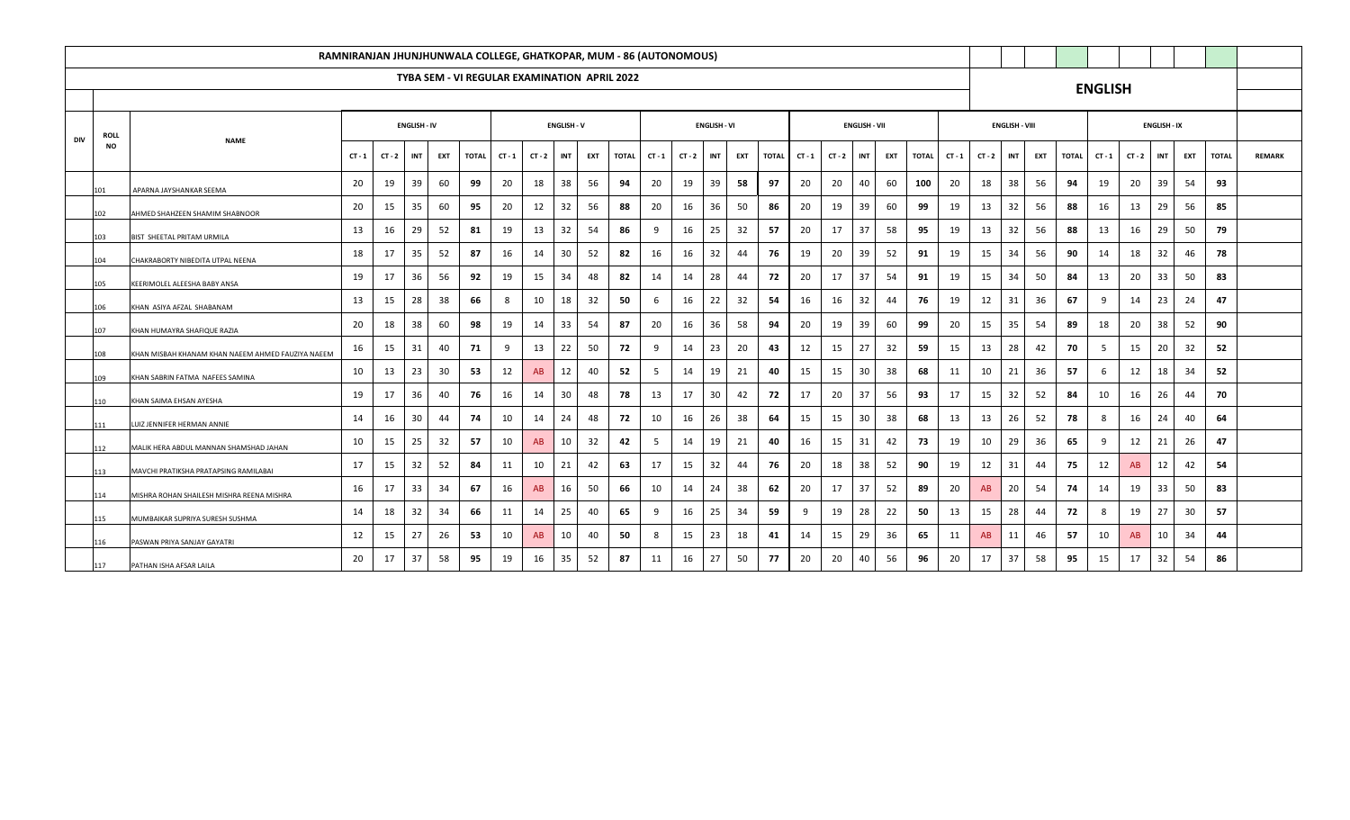# RAMNIRANJAN JHUNJHUNWALA COLLEGE, GHATKOPAR, MUM - 86 (AUTONOMOUS)

## TYBA SEM - VI REGULAR EXAMINATION APRIL 2022

## ENGLISH

| DIV | ROLL NO | NAME | ENGLISH - IV | | | | | ENGLISH - V | | | | | ENGLISH - VI | | | | | ENGLISH - VII | | | | | ENGLISH - VIII | | | | | ENGLISH - IX | | | | | REMARK |
|---|---|---|---|---|---|---|---|---|---|---|---|---|---|---|---|---|---|---|---|---|---|---|---|---|---|---|---|---|---|---|---|---|---|
| | | | CT - 1 | CT - 2 | INT | EXT | TOTAL | CT - 1 | CT - 2 | INT | EXT | TOTAL | CT - 1 | CT - 2 | INT | EXT | TOTAL | CT - 1 | CT - 2 | INT | EXT | TOTAL | CT - 1 | CT - 2 | INT | EXT | TOTAL | CT - 1 | CT - 2 | INT | EXT | TOTAL | |
| | 101 | APARNA JAYSHANKAR SEEMA | 20 | 19 | 39 | 60 | **99** | 20 | 18 | 38 | 56 | **94** | 20 | 19 | 39 | **58** | **97** | 20 | 20 | 40 | 60 | **100** | 20 | 18 | 38 | 56 | **94** | 19 | 20 | 39 | 54 | **93** | |
| | 102 | AHMED SHAHZEEN SHAMIM SHABNOOR | 20 | 15 | 35 | 60 | **95** | 20 | 12 | 32 | 56 | **88** | 20 | 16 | 36 | 50 | **86** | 20 | 19 | 39 | 60 | **99** | 19 | 13 | 32 | 56 | **88** | 16 | 13 | 29 | 56 | **85** | |
| | 103 | BIST SHEETAL PRITAM URMILA | 13 | 16 | 29 | 52 | **81** | 19 | 13 | 32 | 54 | **86** | 9 | 16 | 25 | 32 | **57** | 20 | 17 | 37 | 58 | **95** | 19 | 13 | 32 | 56 | **88** | 13 | 16 | 29 | 50 | **79** | |
| | 104 | CHAKRABORTY NIBEDITA UTPAL NEENA | 18 | 17 | 35 | 52 | **87** | 16 | 14 | 30 | 52 | **82** | 16 | 16 | 32 | 44 | **76** | 19 | 20 | 39 | 52 | **91** | 19 | 15 | 34 | 56 | **90** | 14 | 18 | 32 | 46 | **78** | |
| | 105 | KEERIMOLEL ALEESHA BABY ANSA | 19 | 17 | 36 | 56 | **92** | 19 | 15 | 34 | 48 | **82** | 14 | 14 | 28 | 44 | **72** | 20 | 17 | 37 | 54 | **91** | 19 | 15 | 34 | 50 | **84** | 13 | 20 | 33 | 50 | **83** | |
| | 106 | KHAN ASIYA AFZAL SHABANAM | 13 | 15 | 28 | 38 | **66** | 8 | 10 | 18 | 32 | **50** | 6 | 16 | 22 | 32 | **54** | 16 | 16 | 32 | 44 | **76** | 19 | 12 | 31 | 36 | **67** | 9 | 14 | 23 | 24 | **47** | |
| | 107 | KHAN HUMAYRA SHAFIQUE RAZIA | 20 | 18 | 38 | 60 | **98** | 19 | 14 | 33 | 54 | **87** | 20 | 16 | 36 | 58 | **94** | 20 | 19 | 39 | 60 | **99** | 20 | 15 | 35 | 54 | **89** | 18 | 20 | 38 | 52 | **90** | |
| | 108 | KHAN MISBAH KHANAM KHAN NAEEM AHMED FAUZIYA NAEEM | 16 | 15 | 31 | 40 | **71** | 9 | 13 | 22 | 50 | **72** | 9 | 14 | 23 | 20 | **43** | 12 | 15 | 27 | 32 | **59** | 15 | 13 | 28 | 42 | **70** | 5 | 15 | 20 | 32 | **52** | |
| | 109 | KHAN SABRIN FATMA NAFEES SAMINA | 10 | 13 | 23 | 30 | **53** | 12 | AB | 12 | 40 | **52** | 5 | 14 | 19 | 21 | **40** | 15 | 15 | 30 | 38 | **68** | 11 | 10 | 21 | 36 | **57** | 6 | 12 | 18 | 34 | **52** | |
| | 110 | KHAN SAIMA EHSAN AYESHA | 19 | 17 | 36 | 40 | **76** | 16 | 14 | 30 | 48 | **78** | 13 | 17 | 30 | 42 | **72** | 17 | 20 | 37 | 56 | **93** | 17 | 15 | 32 | 52 | **84** | 10 | 16 | 26 | 44 | **70** | |
| | 111 | LUIZ JENNIFER HERMAN ANNIE | 14 | 16 | 30 | 44 | **74** | 10 | 14 | 24 | 48 | **72** | 10 | 16 | 26 | 38 | **64** | 15 | 15 | 30 | 38 | **68** | 13 | 13 | 26 | 52 | **78** | 8 | 16 | 24 | 40 | **64** | |
| | 112 | MALIK HERA ABDUL MANNAN SHAMSHAD JAHAN | 10 | 15 | 25 | 32 | **57** | 10 | AB | 10 | 32 | **42** | 5 | 14 | 19 | 21 | **40** | 16 | 15 | 31 | 42 | **73** | 19 | 10 | 29 | 36 | **65** | 9 | 12 | 21 | 26 | **47** | |
| | 113 | MAVCHI PRATIKSHA PRATAPSING RAMILABAI | 17 | 15 | 32 | 52 | **84** | 11 | 10 | 21 | 42 | **63** | 17 | 15 | 32 | 44 | **76** | 20 | 18 | 38 | 52 | **90** | 19 | 12 | 31 | 44 | **75** | 12 | AB | 12 | 42 | **54** | |
| | 114 | MISHRA ROHAN SHAILESH MISHRA REENA MISHRA | 16 | 17 | 33 | 34 | **67** | 16 | AB | 16 | 50 | **66** | 10 | 14 | 24 | 38 | **62** | 20 | 17 | 37 | 52 | **89** | 20 | AB | 20 | 54 | **74** | 14 | 19 | 33 | 50 | **83** | |
| | 115 | MUMBAIKAR SUPRIYA SURESH SUSHMA | 14 | 18 | 32 | 34 | **66** | 11 | 14 | 25 | 40 | **65** | 9 | 16 | 25 | 34 | **59** | 9 | 19 | 28 | 22 | **50** | 13 | 15 | 28 | 44 | **72** | 8 | 19 | 27 | 30 | **57** | |
| | 116 | PASWAN PRIYA SANJAY GAYATRI | 12 | 15 | 27 | 26 | **53** | 10 | AB | 10 | 40 | **50** | 8 | 15 | 23 | 18 | **41** | 14 | 15 | 29 | 36 | **65** | 11 | AB | 11 | 46 | **57** | 10 | AB | 10 | 34 | **44** | |
| | 117 | PATHAN ISHA AFSAR LAILA | 20 | 17 | 37 | 58 | **95** | 19 | 16 | 35 | 52 | **87** | 11 | 16 | 27 | 50 | **77** | 20 | 20 | 40 | 56 | **96** | 20 | 17 | 37 | 58 | **95** | 15 | 17 | 32 | 54 | **86** | |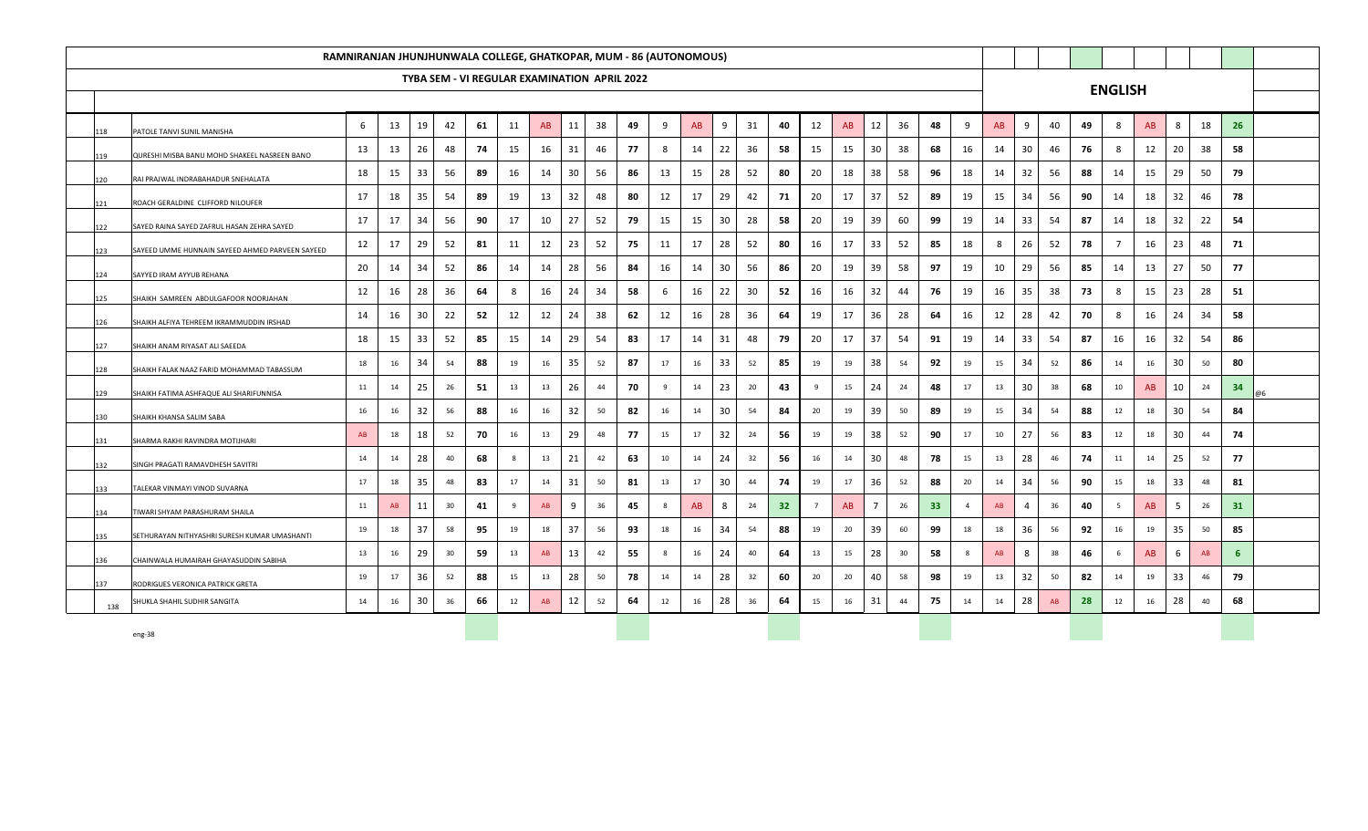# RAMNIRANJAN JHUNJHUNWALA COLLEGE, GHATKOPAR, MUM - 86 (AUTONOMOUS)

## TYBA SEM - VI REGULAR EXAMINATION APRIL 2022

### ENGLISH

| | | | | | | | | | | | | | | | | | | | | | | | | | | | | | | | | |
|---|---|---|---|---|---|---|---|---|---|---|---|---|---|---|---|---|---|---|---|---|---|---|---|---|---|---|---|---|---|---|---|---|
| 118 | PATOLE TANVI SUNIL MANISHA | 6 | 13 | 19 | 42 | 61 | 11 | AB | 11 | 38 | 49 | 9 | AB | 9 | 31 | 40 | 12 | AB | 12 | 36 | 48 | 9 | AB | 9 | 40 | 49 | 8 | AB | 8 | 18 | 26 | |
| 119 | QURESHI MISBA BANU MOHD SHAKEEL NASREEN BANO | 13 | 13 | 26 | 48 | 74 | 15 | 16 | 31 | 46 | 77 | 8 | 14 | 22 | 36 | 58 | 15 | 15 | 30 | 38 | 68 | 16 | 14 | 30 | 46 | 76 | 8 | 12 | 20 | 38 | 58 | |
| 120 | RAI PRAJWAL INDRABAHADUR SNEHALATA | 18 | 15 | 33 | 56 | 89 | 16 | 14 | 30 | 56 | 86 | 13 | 15 | 28 | 52 | 80 | 20 | 18 | 38 | 58 | 96 | 18 | 14 | 32 | 56 | 88 | 14 | 15 | 29 | 50 | 79 | |
| 121 | ROACH GERALDINE CLIFFORD NILOUFER | 17 | 18 | 35 | 54 | 89 | 19 | 13 | 32 | 48 | 80 | 12 | 17 | 29 | 42 | 71 | 20 | 17 | 37 | 52 | 89 | 19 | 15 | 34 | 56 | 90 | 14 | 18 | 32 | 46 | 78 | |
| 122 | SAYED RAINA SAYED ZAFRUL HASAN ZEHRA SAYED | 17 | 17 | 34 | 56 | 90 | 17 | 10 | 27 | 52 | 79 | 15 | 15 | 30 | 28 | 58 | 20 | 19 | 39 | 60 | 99 | 19 | 14 | 33 | 54 | 87 | 14 | 18 | 32 | 22 | 54 | |
| 123 | SAYEED UMME HUNNAIN SAYEED AHMED PARVEEN SAYEED | 12 | 17 | 29 | 52 | 81 | 11 | 12 | 23 | 52 | 75 | 11 | 17 | 28 | 52 | 80 | 16 | 17 | 33 | 52 | 85 | 18 | 8 | 26 | 52 | 78 | 7 | 16 | 23 | 48 | 71 | |
| 124 | SAYYED IRAM AYYUB REHANA | 20 | 14 | 34 | 52 | 86 | 14 | 14 | 28 | 56 | 84 | 16 | 14 | 30 | 56 | 86 | 20 | 19 | 39 | 58 | 97 | 19 | 10 | 29 | 56 | 85 | 14 | 13 | 27 | 50 | 77 | |
| 125 | SHAIKH SAMREEN ABDULGAFOOR NOORJAHAN | 12 | 16 | 28 | 36 | 64 | 8 | 16 | 24 | 34 | 58 | 6 | 16 | 22 | 30 | 52 | 16 | 16 | 32 | 44 | 76 | 19 | 16 | 35 | 38 | 73 | 8 | 15 | 23 | 28 | 51 | |
| 126 | SHAIKH ALFIYA TEHREEM IKRAMMUDDIN IRSHAD | 14 | 16 | 30 | 22 | 52 | 12 | 12 | 24 | 38 | 62 | 12 | 16 | 28 | 36 | 64 | 19 | 17 | 36 | 28 | 64 | 16 | 12 | 28 | 42 | 70 | 8 | 16 | 24 | 34 | 58 | |
| 127 | SHAIKH ANAM RIYASAT ALI SAEEDA | 18 | 15 | 33 | 52 | 85 | 15 | 14 | 29 | 54 | 83 | 17 | 14 | 31 | 48 | 79 | 20 | 17 | 37 | 54 | 91 | 19 | 14 | 33 | 54 | 87 | 16 | 16 | 32 | 54 | 86 | |
| 128 | SHAIKH FALAK NAAZ FARID MOHAMMAD TABASSUM | 18 | 16 | 34 | 54 | 88 | 19 | 16 | 35 | 52 | 87 | 17 | 16 | 33 | 52 | 85 | 19 | 19 | 38 | 54 | 92 | 19 | 15 | 34 | 52 | 86 | 14 | 16 | 30 | 50 | 80 | |
| 129 | SHAIKH FATIMA ASHFAQUE ALI SHARIFUNNISA | 11 | 14 | 25 | 26 | 51 | 13 | 13 | 26 | 44 | 70 | 9 | 14 | 23 | 20 | 43 | 9 | 15 | 24 | 24 | 48 | 17 | 13 | 30 | 38 | 68 | 10 | AB | 10 | 24 | 34 | @6 |
| 130 | SHAIKH KHANSA SALIM SABA | 16 | 16 | 32 | 56 | 88 | 16 | 16 | 32 | 50 | 82 | 16 | 14 | 30 | 54 | 84 | 20 | 19 | 39 | 50 | 89 | 19 | 15 | 34 | 54 | 88 | 12 | 18 | 30 | 54 | 84 | |
| 131 | SHARMA RAKHI RAVINDRA MOTIJHARI | AB | 18 | 18 | 52 | 70 | 16 | 13 | 29 | 48 | 77 | 15 | 17 | 32 | 24 | 56 | 19 | 19 | 38 | 52 | 90 | 17 | 10 | 27 | 56 | 83 | 12 | 18 | 30 | 44 | 74 | |
| 132 | SINGH PRAGATI RAMAVDHESH SAVITRI | 14 | 14 | 28 | 40 | 68 | 8 | 13 | 21 | 42 | 63 | 10 | 14 | 24 | 32 | 56 | 16 | 14 | 30 | 48 | 78 | 15 | 13 | 28 | 46 | 74 | 11 | 14 | 25 | 52 | 77 | |
| 133 | TALEKAR VINMAYI VINOD SUVARNA | 17 | 18 | 35 | 48 | 83 | 17 | 14 | 31 | 50 | 81 | 13 | 17 | 30 | 44 | 74 | 19 | 17 | 36 | 52 | 88 | 20 | 14 | 34 | 56 | 90 | 15 | 18 | 33 | 48 | 81 | |
| 134 | TIWARI SHYAM PARASHURAM SHAILA | 11 | AB | 11 | 30 | 41 | 9 | AB | 9 | 36 | 45 | 8 | AB | 8 | 24 | 32 | 7 | AB | 7 | 26 | 33 | 4 | AB | 4 | 36 | 40 | 5 | AB | 5 | 26 | 31 | |
| 135 | SETHURAYAN NITHYASHRI SURESH KUMAR UMASHANTI | 19 | 18 | 37 | 58 | 95 | 19 | 18 | 37 | 56 | 93 | 18 | 16 | 34 | 54 | 88 | 19 | 20 | 39 | 60 | 99 | 18 | 18 | 36 | 56 | 92 | 16 | 19 | 35 | 50 | 85 | |
| 136 | CHAINWALA HUMAIRAH GHAYASUDDIN SABIHA | 13 | 16 | 29 | 30 | 59 | 13 | AB | 13 | 42 | 55 | 8 | 16 | 24 | 40 | 64 | 13 | 15 | 28 | 30 | 58 | 8 | AB | 8 | 38 | 46 | 6 | AB | 6 | AB | 6 | |
| 137 | RODRIGUES VERONICA PATRICK GRETA | 19 | 17 | 36 | 52 | 88 | 15 | 13 | 28 | 50 | 78 | 14 | 14 | 28 | 32 | 60 | 20 | 20 | 40 | 58 | 98 | 19 | 13 | 32 | 50 | 82 | 14 | 19 | 33 | 46 | 79 | |
| 138 | SHUKLA SHAHIL SUDHIR SANGITA | 14 | 16 | 30 | 36 | 66 | 12 | AB | 12 | 52 | 64 | 12 | 16 | 28 | 36 | 64 | 15 | 16 | 31 | 44 | 75 | 14 | 14 | 28 | AB | 28 | 12 | 16 | 28 | 40 | 68 | |

eng-38